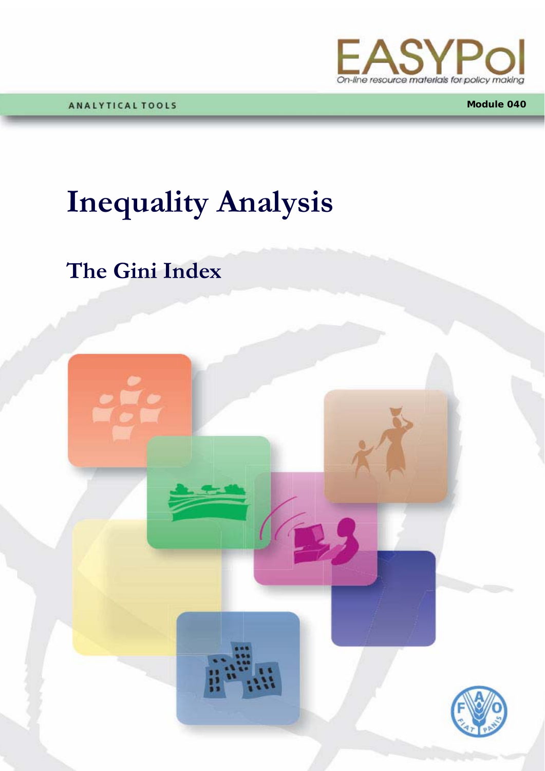EASYPol

On-line resource materials for policy making

ANALYTICAL TOOLS

Module 040

# Inequality Analysis

## The Gini Index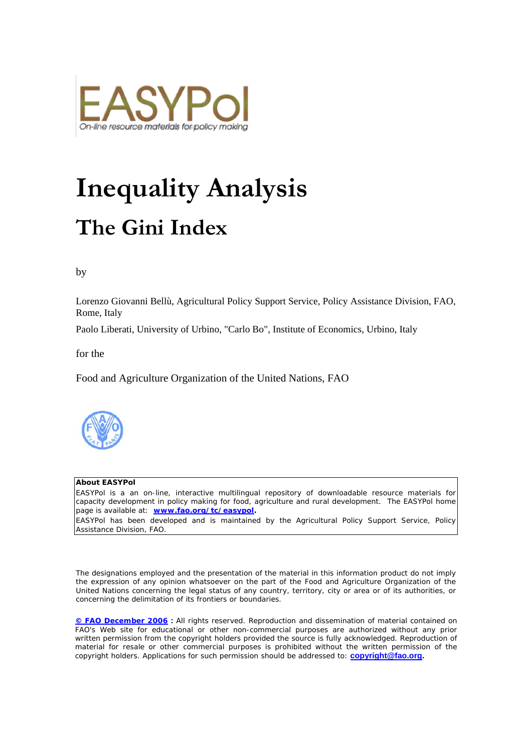EASYPol

On-line resource materials for policy making

# Inequality Analysis

## The Gini Index

by

Lorenzo Giovanni Bellù, Agricultural Policy Support Service, Policy Assistance Division, FAO, Rome, Italy

Paolo Liberati, University of Urbino, "Carlo Bo", Institute of Economics, Urbino, Italy

for the

Food and Agriculture Organization of the United Nations, FAO

**About EASYPol**

EASYPol is a an on-line, interactive multilingual repository of downloadable resource materials for capacity development in policy making for food, agriculture and rural development. The EASYPol home page is available at: **www.fao.org/tc/easypol.**

EASYPol has been developed and is maintained by the Agricultural Policy Support Service, Policy Assistance Division, FAO.

The designations employed and the presentation of the material in this information product do not imply the expression of any opinion whatsoever on the part of the Food and Agriculture Organization of the United Nations concerning the legal status of any country, territory, city or area or of its authorities, or concerning the delimitation of its frontiers or boundaries.

**© FAO December 2006 :** All rights reserved. Reproduction and dissemination of material contained on FAO's Web site for educational or other non-commercial purposes are authorized without any prior written permission from the copyright holders provided the source is fully acknowledged. Reproduction of material for resale or other commercial purposes is prohibited without the written permission of the copyright holders. Applications for such permission should be addressed to: **copyright@fao.org.**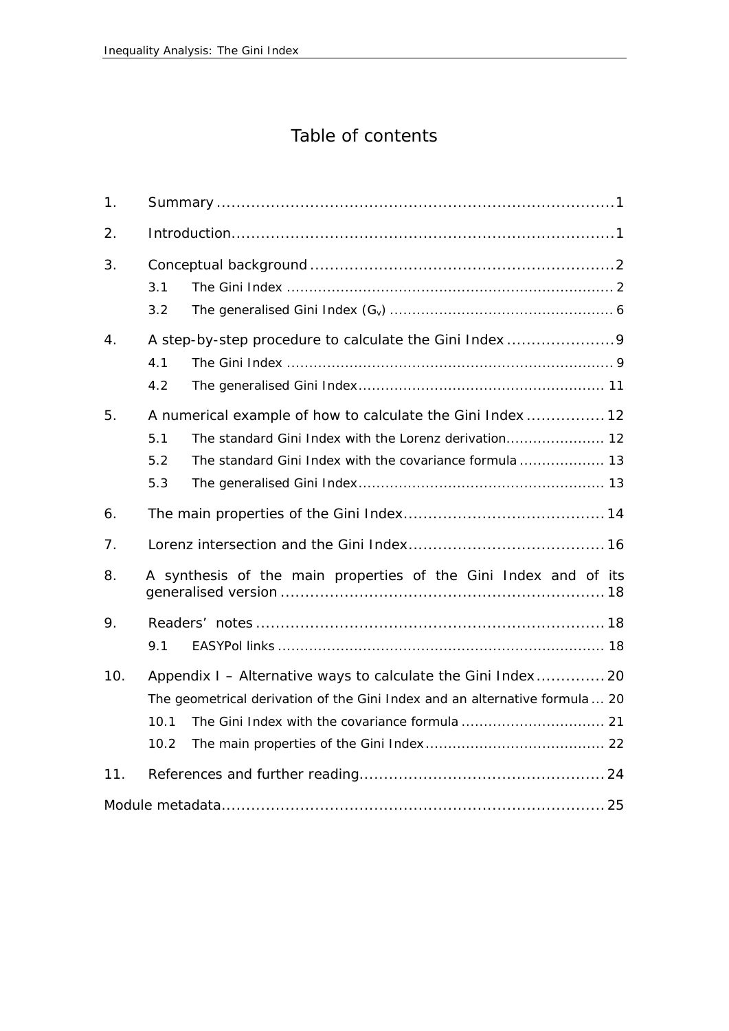# Table of contents

1. Summary ........................................................................ 1
2. Introduction ................................................................... 1
3. Conceptual background ................................................... 2
   - 3.1 The Gini Index ........................................................ 2
   - 3.2 The generalised Gini Index ($G_v$) ............................... 6
4. A step-by-step procedure to calculate the Gini Index ...................... 9
   - 4.1 The Gini Index ........................................................ 9
   - 4.2 The generalised Gini Index ........................................ 11
5. A numerical example of how to calculate the Gini Index ................ 12
   - 5.1 The standard Gini Index with the Lorenz derivation ............. 12
   - 5.2 The standard Gini Index with the covariance formula ............ 13
   - 5.3 The generalised Gini Index ........................................ 13
6. The main properties of the Gini Index ........................................ 14
7. Lorenz intersection and the Gini Index ....................................... 16
8. A synthesis of the main properties of the Gini Index and of its generalised version ................................................................ 18
9. Readers' notes ................................................................... 18
   - 9.1 EASYPol links ......................................................... 18
10. Appendix I – Alternative ways to calculate the Gini Index .............. 20
    - The geometrical derivation of the Gini Index and an alternative formula ... 20
    - 10.1 The Gini Index with the covariance formula ........................ 21
    - 10.2 The main properties of the Gini Index ............................... 22
11. References and further reading ............................................. 24

Module metadata ...................................................................... 25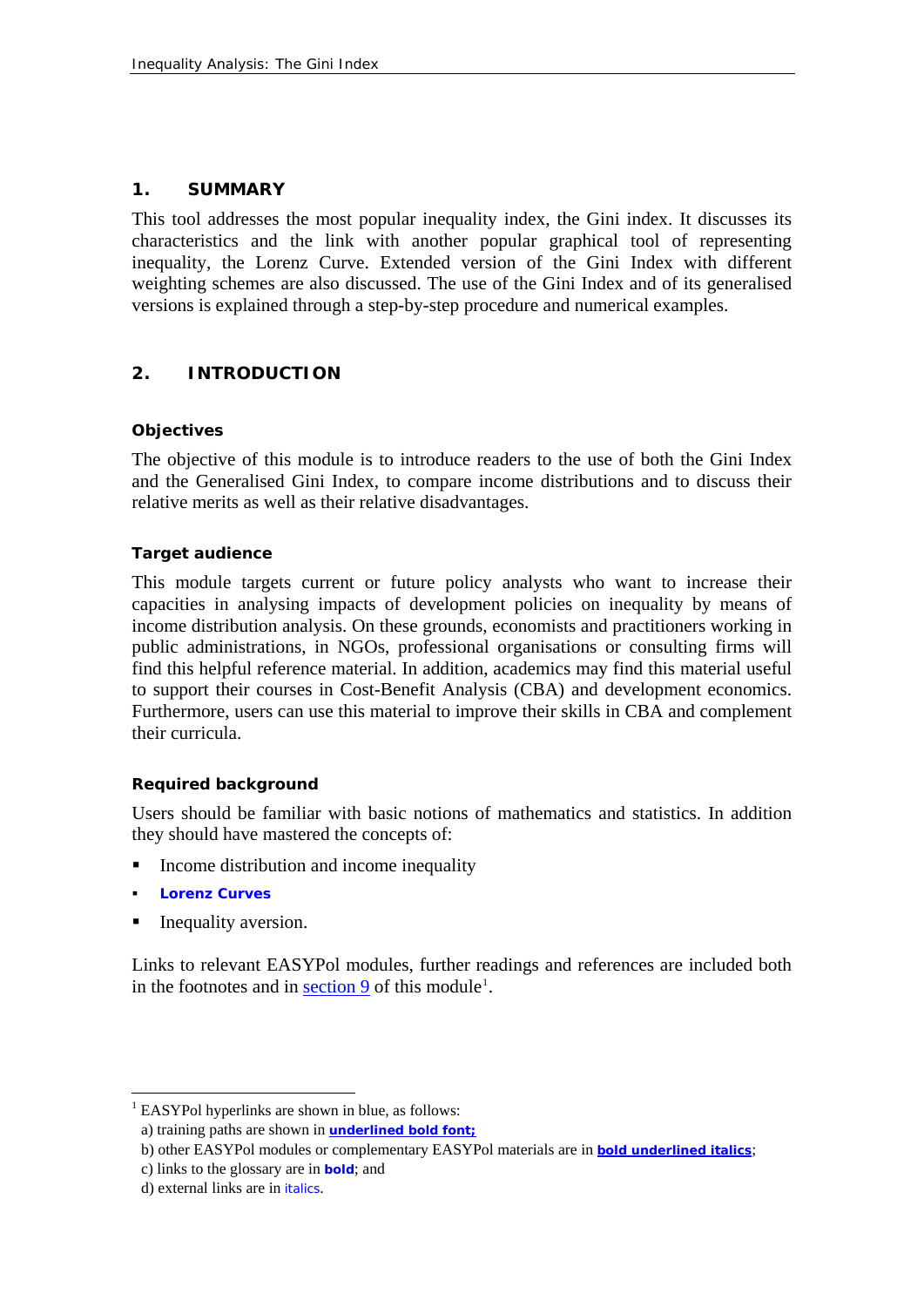## 1. SUMMARY

This tool addresses the most popular inequality index, the Gini index. It discusses its characteristics and the link with another popular graphical tool of representing inequality, the Lorenz Curve. Extended version of the Gini Index with different weighting schemes are also discussed. The use of the Gini Index and of its generalised versions is explained through a step-by-step procedure and numerical examples.

## 2. INTRODUCTION

### Objectives

The objective of this module is to introduce readers to the use of both the Gini Index and the Generalised Gini Index, to compare income distributions and to discuss their relative merits as well as their relative disadvantages.

### Target audience

This module targets current or future policy analysts who want to increase their capacities in analysing impacts of development policies on inequality by means of income distribution analysis. On these grounds, economists and practitioners working in public administrations, in NGOs, professional organisations or consulting firms will find this helpful reference material. In addition, academics may find this material useful to support their courses in Cost-Benefit Analysis (CBA) and development economics. Furthermore, users can use this material to improve their skills in CBA and complement their curricula.

### Required background

Users should be familiar with basic notions of mathematics and statistics. In addition they should have mastered the concepts of:

- Income distribution and income inequality
- **Lorenz Curves**
- Inequality aversion.

Links to relevant EASYPol modules, further readings and references are included both in the footnotes and in section 9 of this module[1].

---

[1] EASYPol hyperlinks are shown in blue, as follows:
a) training paths are shown in **underlined bold font;**
b) other EASYPol modules or complementary EASYPol materials are in ***bold underlined italics***;
c) links to the glossary are in **bold**; and
d) external links are in *italics*.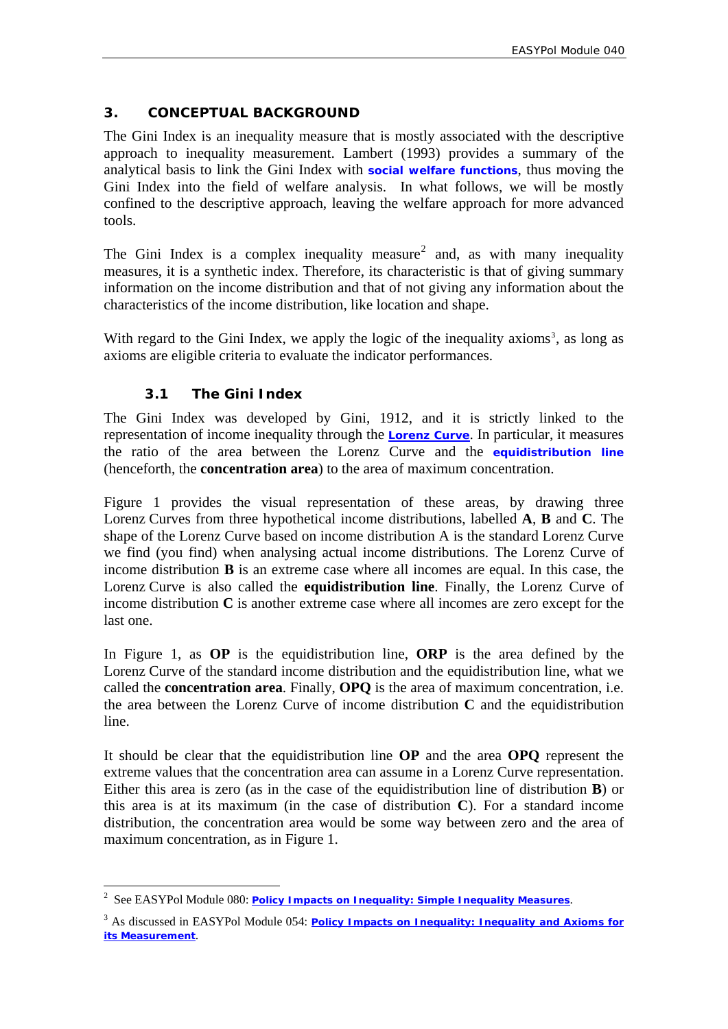## 3. CONCEPTUAL BACKGROUND

The Gini Index is an inequality measure that is mostly associated with the descriptive approach to inequality measurement. Lambert (1993) provides a summary of the analytical basis to link the Gini Index with **social welfare functions**, thus moving the Gini Index into the field of welfare analysis. In what follows, we will be mostly confined to the descriptive approach, leaving the welfare approach for more advanced tools.

The Gini Index is a complex inequality measure[2] and, as with many inequality measures, it is a synthetic index. Therefore, its characteristic is that of giving summary information on the income distribution and that of not giving any information about the characteristics of the income distribution, like location and shape.

With regard to the Gini Index, we apply the logic of the inequality axioms[3], as long as axioms are eligible criteria to evaluate the indicator performances.

### 3.1 The Gini Index

The Gini Index was developed by Gini, 1912, and it is strictly linked to the representation of income inequality through the **Lorenz Curve**. In particular, it measures the ratio of the area between the Lorenz Curve and the **equidistribution line** (henceforth, the **concentration area**) to the area of maximum concentration.

Figure 1 provides the visual representation of these areas, by drawing three Lorenz Curves from three hypothetical income distributions, labelled **A**, **B** and **C**. The shape of the Lorenz Curve based on income distribution A is the standard Lorenz Curve we find (you find) when analysing actual income distributions. The Lorenz Curve of income distribution **B** is an extreme case where all incomes are equal. In this case, the Lorenz Curve is also called the **equidistribution line**. Finally, the Lorenz Curve of income distribution **C** is another extreme case where all incomes are zero except for the last one.

In Figure 1, as **OP** is the equidistribution line, **ORP** is the area defined by the Lorenz Curve of the standard income distribution and the equidistribution line, what we called the **concentration area**. Finally, **OPQ** is the area of maximum concentration, i.e. the area between the Lorenz Curve of income distribution **C** and the equidistribution line.

It should be clear that the equidistribution line **OP** and the area **OPQ** represent the extreme values that the concentration area can assume in a Lorenz Curve representation. Either this area is zero (as in the case of the equidistribution line of distribution **B**) or this area is at its maximum (in the case of distribution **C**). For a standard income distribution, the concentration area would be some way between zero and the area of maximum concentration, as in Figure 1.

---

[2] See EASYPol Module 080: **Policy Impacts on Inequality: Simple Inequality Measures**.

[3] As discussed in EASYPol Module 054: **Policy Impacts on Inequality: Inequality and Axioms for its Measurement**.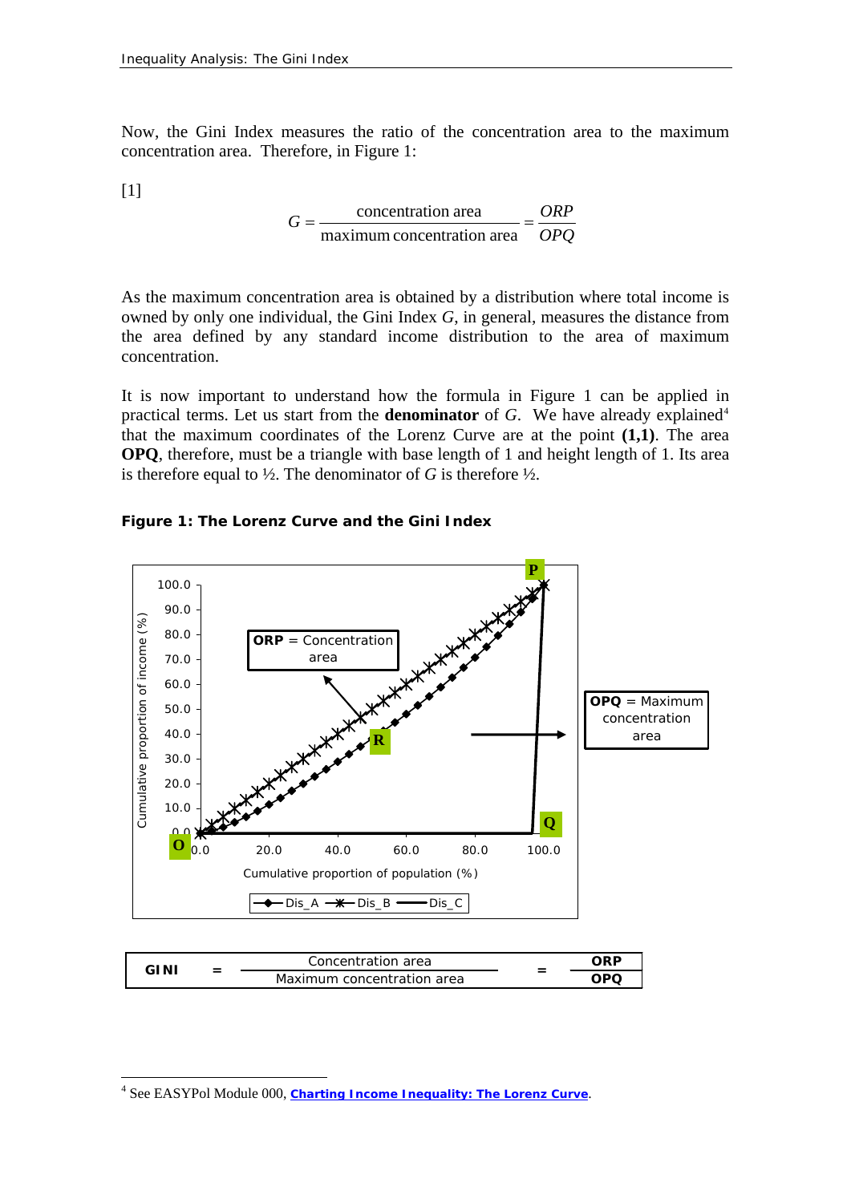Now, the Gini Index measures the ratio of the concentration area to the maximum concentration area. Therefore, in Figure 1:

[1]

$$G = \frac{\text{concentration area}}{\text{maximum concentration area}} = \frac{ORP}{OPQ}$$

As the maximum concentration area is obtained by a distribution where total income is owned by only one individual, the Gini Index $G$, in general, measures the distance from the area defined by any standard income distribution to the area of maximum concentration.

It is now important to understand how the formula in Figure 1 can be applied in practical terms. Let us start from the **denominator** of $G$. We have already explained[4] that the maximum coordinates of the Lorenz Curve are at the point **(1,1)**. The area **OPQ**, therefore, must be a triangle with base length of 1 and height length of 1. Its area is therefore equal to ½. The denominator of $G$ is therefore ½.

**Figure 1: The Lorenz Curve and the Gini Index**

| GINI | = | Concentration area / Maximum concentration area | = | ORP / OPQ |
|---|---|---|---|---|

[4] See EASYPol Module 000, **Charting Income Inequality: The Lorenz Curve**.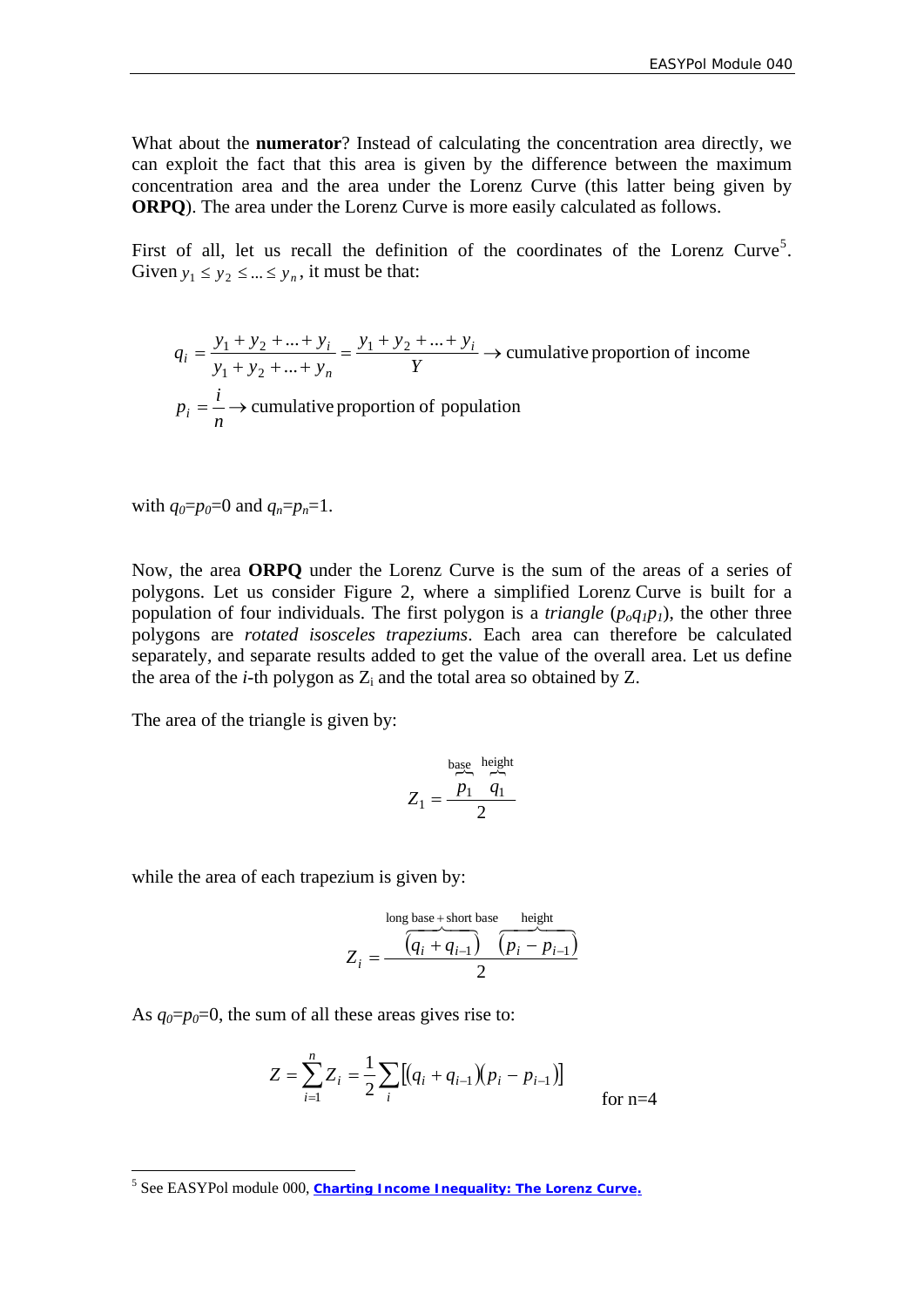What about the **numerator**? Instead of calculating the concentration area directly, we can exploit the fact that this area is given by the difference between the maximum concentration area and the area under the Lorenz Curve (this latter being given by **ORPQ**). The area under the Lorenz Curve is more easily calculated as follows.

First of all, let us recall the definition of the coordinates of the Lorenz Curve[5]. Given $y_1 \leq y_2 \leq ... \leq y_n$, it must be that:

$$q_i = \frac{y_1 + y_2 + ... + y_i}{y_1 + y_2 + ... + y_n} = \frac{y_1 + y_2 + ... + y_i}{Y} \rightarrow \text{cumulative proportion of income}$$

$$p_i = \frac{i}{n} \rightarrow \text{cumulative proportion of population}$$

with $q_0 = p_0 = 0$ and $q_n = p_n = 1$.

Now, the area **ORPQ** under the Lorenz Curve is the sum of the areas of a series of polygons. Let us consider Figure 2, where a simplified Lorenz Curve is built for a population of four individuals. The first polygon is a *triangle* ($p_o q_1 p_1$), the other three polygons are *rotated isosceles trapeziums*. Each area can therefore be calculated separately, and separate results added to get the value of the overall area. Let us define the area of the *i*-th polygon as $Z_i$ and the total area so obtained by Z.

The area of the triangle is given by:

$$Z_1 = \frac{\overbrace{p_1}^{\text{base}} \overbrace{q_1}^{\text{height}}}{2}$$

while the area of each trapezium is given by:

$$Z_i = \frac{\overbrace{(q_i + q_{i-1})}^{\text{long base + short base}} \overbrace{(p_i - p_{i-1})}^{\text{height}}}{2}$$

As $q_0 = p_0 = 0$, the sum of all these areas gives rise to:

$$Z = \sum_{i=1}^{n} Z_i = \frac{1}{2} \sum_{i} [(q_i + q_{i-1})(p_i - p_{i-1})] \qquad \text{for n=4}$$

[5] See EASYPol module 000, **Charting Income Inequality: The Lorenz Curve.**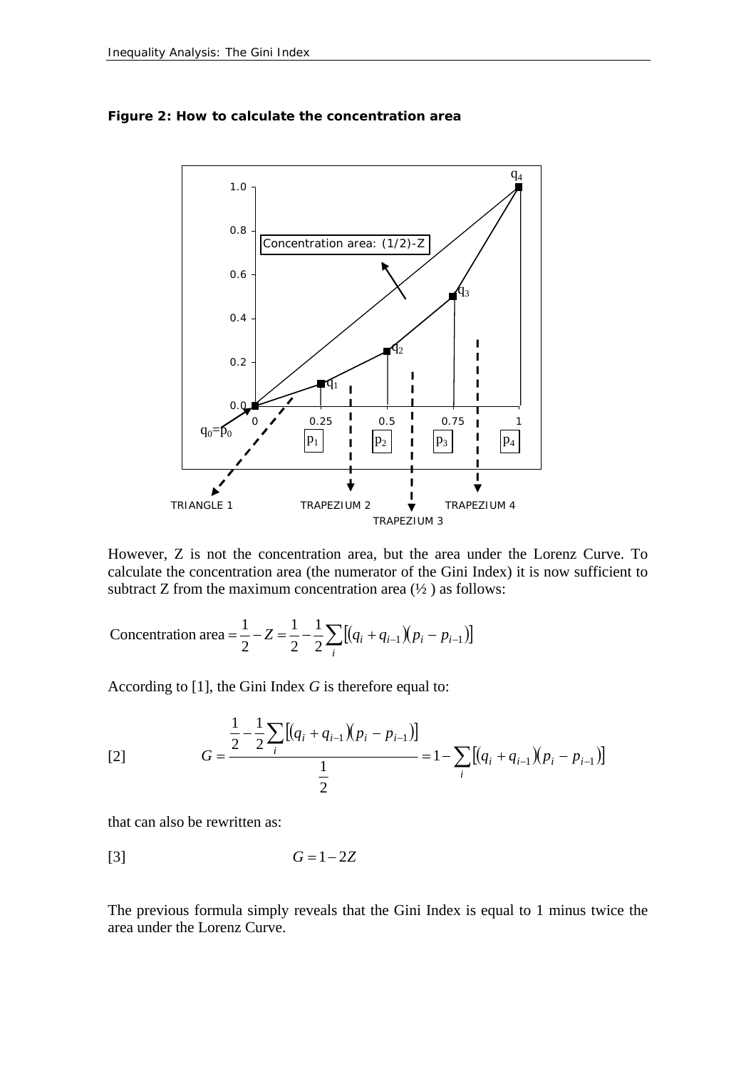**Figure 2: How to calculate the concentration area**

However, Z is not the concentration area, but the area under the Lorenz Curve. To calculate the concentration area (the numerator of the Gini Index) it is now sufficient to subtract Z from the maximum concentration area (½ ) as follows:

$$\text{Concentration area} = \frac{1}{2} - Z = \frac{1}{2} - \frac{1}{2}\sum_{i}\left[(q_i + q_{i-1})(p_i - p_{i-1})\right]$$

According to [1], the Gini Index *G* is therefore equal to:

$$[2] \qquad G = \frac{\frac{1}{2} - \frac{1}{2}\sum_{i}\left[(q_i + q_{i-1})(p_i - p_{i-1})\right]}{\frac{1}{2}} = 1 - \sum_{i}\left[(q_i + q_{i-1})(p_i - p_{i-1})\right]$$

that can also be rewritten as:

$$[3] \qquad G = 1 - 2Z$$

The previous formula simply reveals that the Gini Index is equal to 1 minus twice the area under the Lorenz Curve.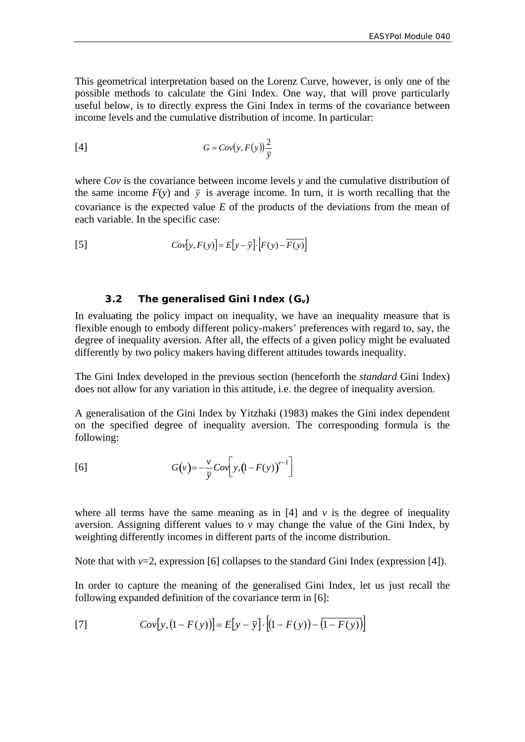This geometrical interpretation based on the Lorenz Curve, however, is only one of the possible methods to calculate the Gini Index. One way, that will prove particularly useful below, is to directly express the Gini Index in terms of the covariance between income levels and the cumulative distribution of income. In particular:

$$G = Cov(y, F(y))\frac{2}{\bar{y}} \tag{4}$$

where *Cov* is the covariance between income levels *y* and the cumulative distribution of the same income *F*(*y*) and $\bar{y}$ is average income. In turn, it is worth recalling that the covariance is the expected value *E* of the products of the deviations from the mean of each variable. In the specific case:

$$Cov[y, F(y)] = E[y - \bar{y}] \cdot \left[F(y) - \overline{F(y)}\right] \tag{5}$$

### 3.2 The generalised Gini Index ($G_v$)

In evaluating the policy impact on inequality, we have an inequality measure that is flexible enough to embody different policy-makers' preferences with regard to, say, the degree of inequality aversion. After all, the effects of a given policy might be evaluated differently by two policy makers having different attitudes towards inequality.

The Gini Index developed in the previous section (henceforth the *standard* Gini Index) does not allow for any variation in this attitude, i.e. the degree of inequality aversion.

A generalisation of the Gini Index by Yitzhaki (1983) makes the Gini index dependent on the specified degree of inequality aversion. The corresponding formula is the following:

$$G(v) = -\frac{v}{\bar{y}} Cov\left[y, (1 - F(y))^{v-1}\right] \tag{6}$$

where all terms have the same meaning as in [4] and *v* is the degree of inequality aversion. Assigning different values to *v* may change the value of the Gini Index, by weighting differently incomes in different parts of the income distribution.

Note that with *v*=2, expression [6] collapses to the standard Gini Index (expression [4]).

In order to capture the meaning of the generalised Gini Index, let us just recall the following expanded definition of the covariance term in [6]:

$$Cov[y, (1 - F(y))] = E[y - \bar{y}] \cdot \left[(1 - F(y)) - \overline{(1 - F(y))}\right] \tag{7}$$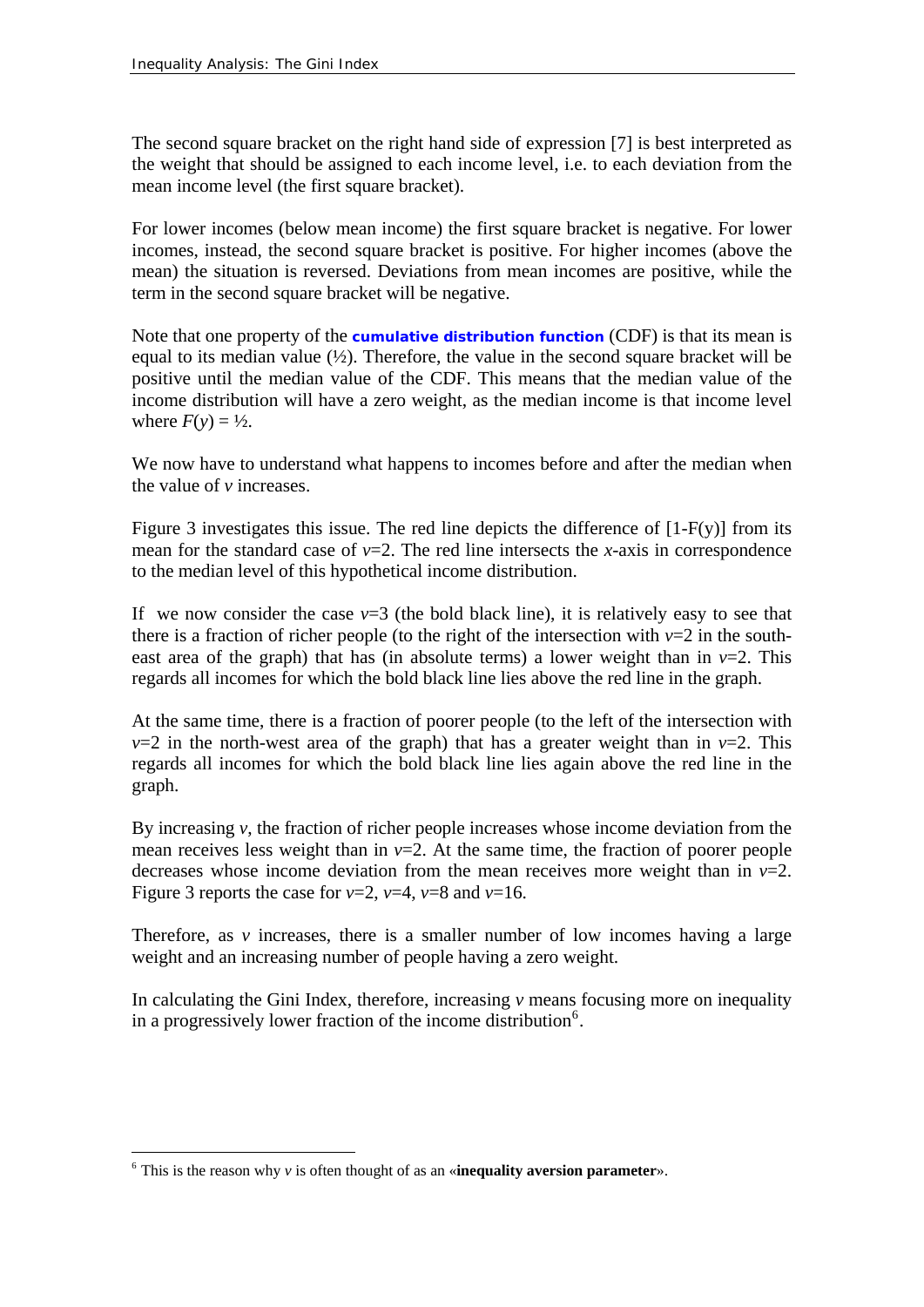The second square bracket on the right hand side of expression [7] is best interpreted as the weight that should be assigned to each income level, i.e. to each deviation from the mean income level (the first square bracket).

For lower incomes (below mean income) the first square bracket is negative. For lower incomes, instead, the second square bracket is positive. For higher incomes (above the mean) the situation is reversed. Deviations from mean incomes are positive, while the term in the second square bracket will be negative.

Note that one property of the **cumulative distribution function** (CDF) is that its mean is equal to its median value (½). Therefore, the value in the second square bracket will be positive until the median value of the CDF. This means that the median value of the income distribution will have a zero weight, as the median income is that income level where $F(y) = ½$.

We now have to understand what happens to incomes before and after the median when the value of $v$ increases.

Figure 3 investigates this issue. The red line depicts the difference of $[1-F(y)]$ from its mean for the standard case of $v$=2. The red line intersects the $x$-axis in correspondence to the median level of this hypothetical income distribution.

If we now consider the case $v$=3 (the bold black line), it is relatively easy to see that there is a fraction of richer people (to the right of the intersection with $v$=2 in the south-east area of the graph) that has (in absolute terms) a lower weight than in $v$=2. This regards all incomes for which the bold black line lies above the red line in the graph.

At the same time, there is a fraction of poorer people (to the left of the intersection with $v$=2 in the north-west area of the graph) that has a greater weight than in $v$=2. This regards all incomes for which the bold black line lies again above the red line in the graph.

By increasing $v$, the fraction of richer people increases whose income deviation from the mean receives less weight than in $v$=2. At the same time, the fraction of poorer people decreases whose income deviation from the mean receives more weight than in $v$=2. Figure 3 reports the case for $v$=2, $v$=4, $v$=8 and $v$=16.

Therefore, as $v$ increases, there is a smaller number of low incomes having a large weight and an increasing number of people having a zero weight.

In calculating the Gini Index, therefore, increasing $v$ means focusing more on inequality in a progressively lower fraction of the income distribution[6].

[6] This is the reason why $v$ is often thought of as an «**inequality aversion parameter**».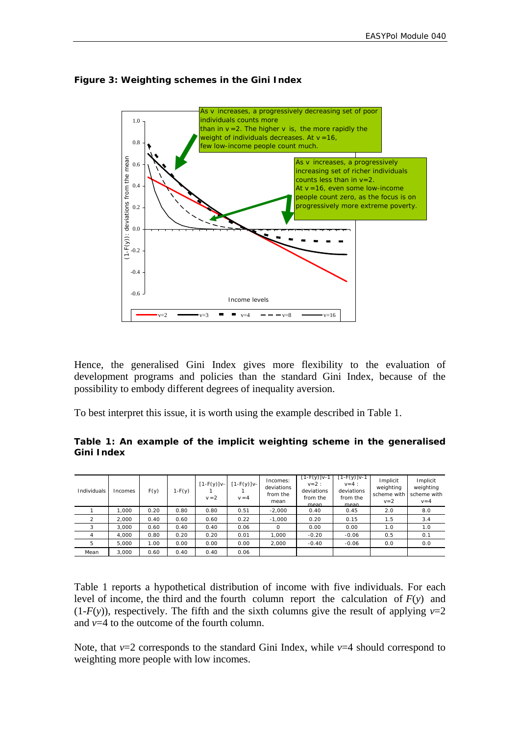**Figure 3: Weighting schemes in the Gini Index**

Hence, the generalised Gini Index gives more flexibility to the evaluation of development programs and policies than the standard Gini Index, because of the possibility to embody different degrees of inequality aversion.

To best interpret this issue, it is worth using the example described in Table 1.

**Table 1: An example of the implicit weighting scheme in the generalised Gini Index**

| Individuals | Incomes | F(y) | 1-F(y) | [1-F(y)]v-1 v=2 | [1-F(y)]v-1 v=4 | Incomes: deviations from the mean | [1-F(y)]v-1 v=2 : deviations from the mean | [1-F(y)]v-1 v=4 : deviations from the mean | Implicit weighting scheme with v=2 | Implicit weighting scheme with v=4 |
|---|---|---|---|---|---|---|---|---|---|---|
| 1 | 1,000 | 0.20 | 0.80 | 0.80 | 0.51 | -2,000 | 0.40 | 0.45 | 2.0 | 8.0 |
| 2 | 2,000 | 0.40 | 0.60 | 0.60 | 0.22 | -1,000 | 0.20 | 0.15 | 1.5 | 3.4 |
| 3 | 3,000 | 0.60 | 0.40 | 0.40 | 0.06 | 0 | 0.00 | 0.00 | 1.0 | 1.0 |
| 4 | 4,000 | 0.80 | 0.20 | 0.20 | 0.01 | 1,000 | -0.20 | -0.06 | 0.5 | 0.1 |
| 5 | 5,000 | 1.00 | 0.00 | 0.00 | 0.00 | 2,000 | -0.40 | -0.06 | 0.0 | 0.0 |
| Mean | 3,000 | 0.60 | 0.40 | 0.40 | 0.06 | | | | | |

Table 1 reports a hypothetical distribution of income with five individuals. For each level of income, the third and the fourth column report the calculation of $F(y)$ and $(1-F(y))$, respectively. The fifth and the sixth columns give the result of applying $v=2$ and $v=4$ to the outcome of the fourth column.

Note, that $v=2$ corresponds to the standard Gini Index, while $v=4$ should correspond to weighting more people with low incomes.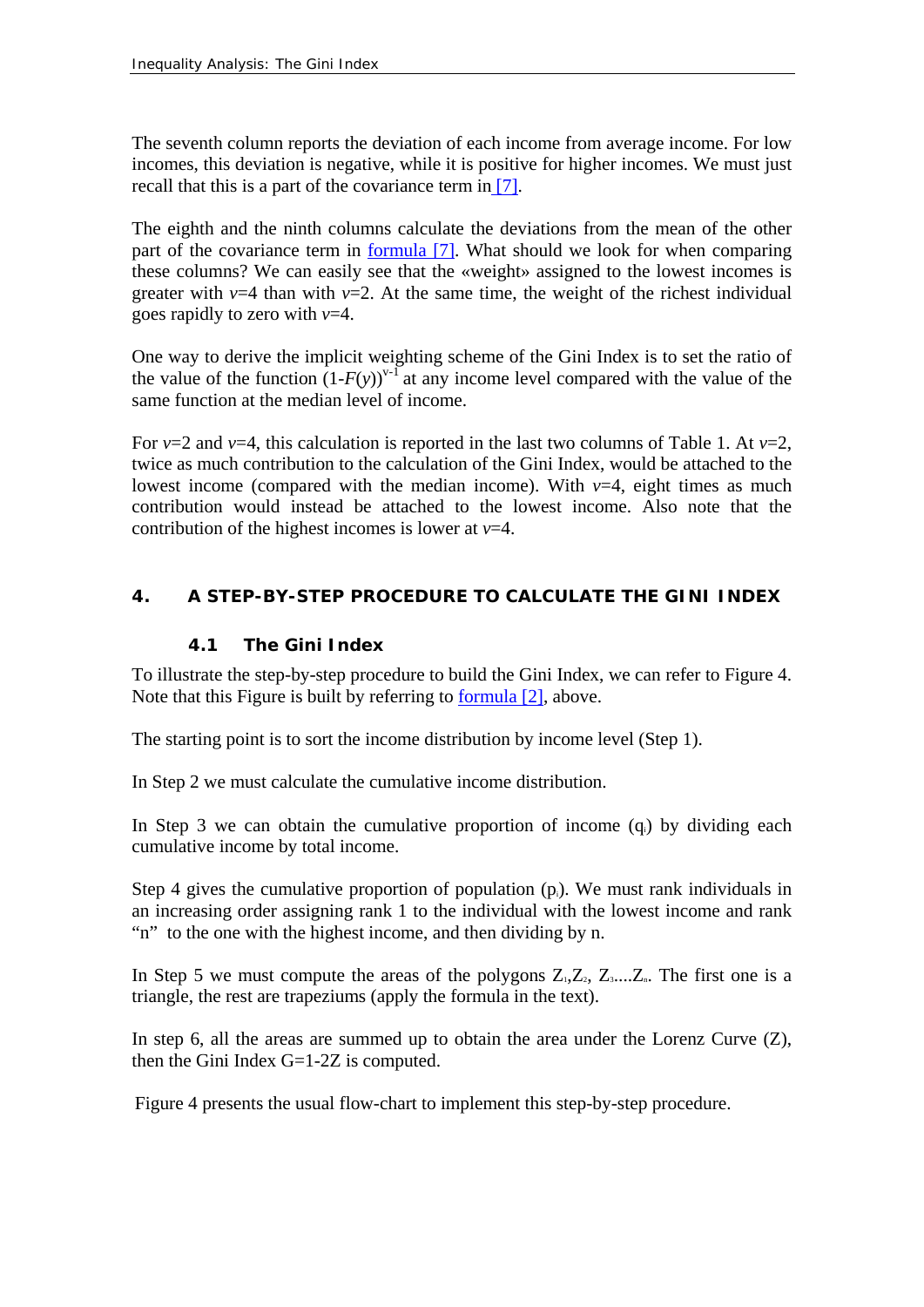The seventh column reports the deviation of each income from average income. For low incomes, this deviation is negative, while it is positive for higher incomes. We must just recall that this is a part of the covariance term in [7].

The eighth and the ninth columns calculate the deviations from the mean of the other part of the covariance term in formula [7]. What should we look for when comparing these columns? We can easily see that the «weight» assigned to the lowest incomes is greater with $v$=4 than with $v$=2. At the same time, the weight of the richest individual goes rapidly to zero with $v$=4.

One way to derive the implicit weighting scheme of the Gini Index is to set the ratio of the value of the function $(1-F(y))^{v-1}$ at any income level compared with the value of the same function at the median level of income.

For $v$=2 and $v$=4, this calculation is reported in the last two columns of Table 1. At $v$=2, twice as much contribution to the calculation of the Gini Index, would be attached to the lowest income (compared with the median income). With $v$=4, eight times as much contribution would instead be attached to the lowest income. Also note that the contribution of the highest incomes is lower at $v$=4.

## 4. A STEP-BY-STEP PROCEDURE TO CALCULATE THE GINI INDEX

### 4.1 The Gini Index

To illustrate the step-by-step procedure to build the Gini Index, we can refer to Figure 4. Note that this Figure is built by referring to formula [2], above.

The starting point is to sort the income distribution by income level (Step 1).

In Step 2 we must calculate the cumulative income distribution.

In Step 3 we can obtain the cumulative proportion of income ($q_i$) by dividing each cumulative income by total income.

Step 4 gives the cumulative proportion of population ($p_i$). We must rank individuals in an increasing order assigning rank 1 to the individual with the lowest income and rank "n" to the one with the highest income, and then dividing by n.

In Step 5 we must compute the areas of the polygons $Z_1$,$Z_2$, $Z_3$....$Z_n$. The first one is a triangle, the rest are trapeziums (apply the formula in the text).

In step 6, all the areas are summed up to obtain the area under the Lorenz Curve (Z), then the Gini Index G=1-2Z is computed.

Figure 4 presents the usual flow-chart to implement this step-by-step procedure.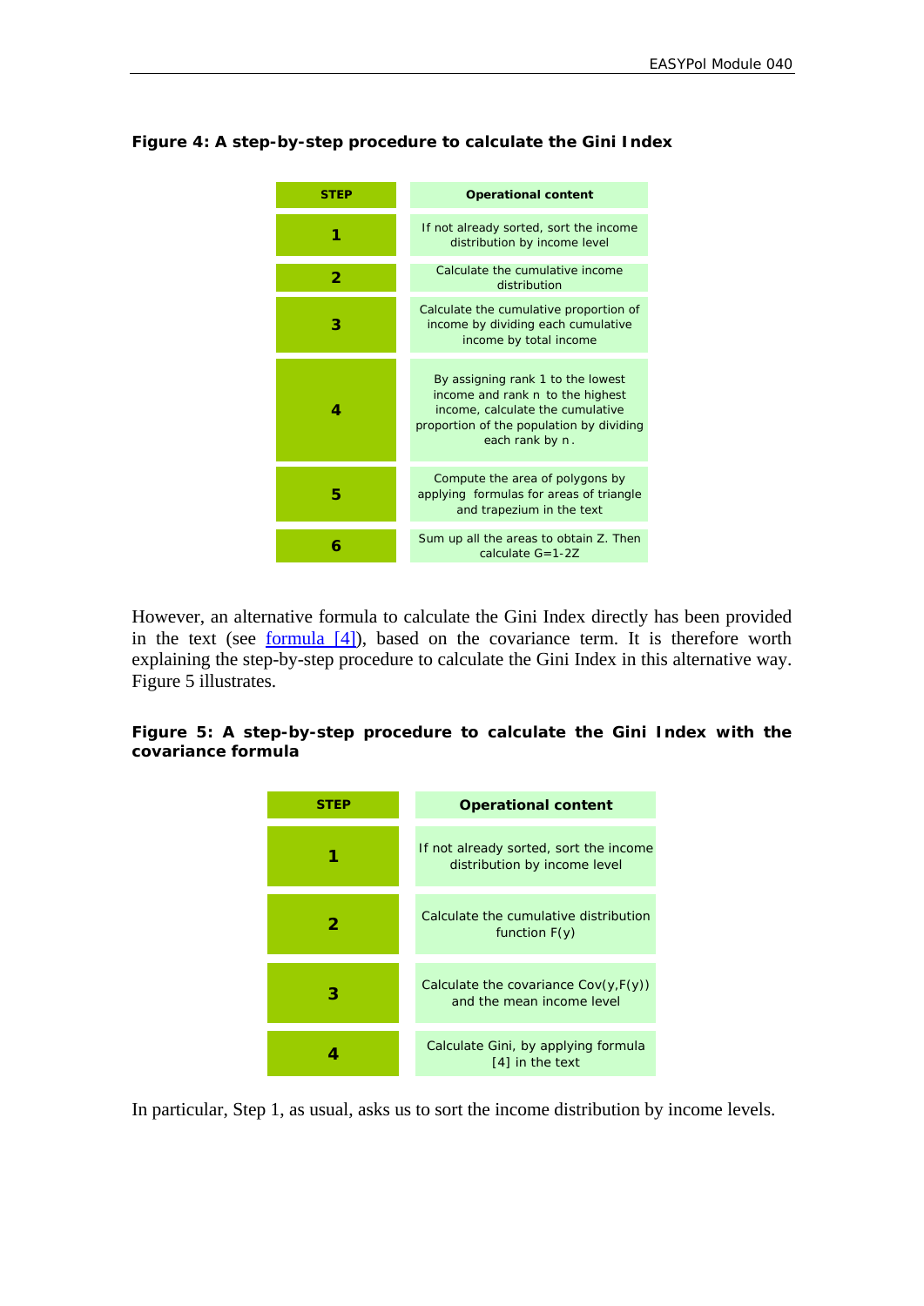**Figure 4: A step-by-step procedure to calculate the Gini Index**

| STEP | Operational content |
|---|---|
| 1 | If not already sorted, sort the income distribution by income level |
| 2 | Calculate the cumulative income distribution |
| 3 | Calculate the cumulative proportion of income by dividing each cumulative income by total income |
| 4 | By assigning rank 1 to the lowest income and rank n to the highest income, calculate the cumulative proportion of the population by dividing each rank by n. |
| 5 | Compute the area of polygons by applying formulas for areas of triangle and trapezium in the text |
| 6 | Sum up all the areas to obtain Z. Then calculate G=1-2Z |

However, an alternative formula to calculate the Gini Index directly has been provided in the text (see formula [4]), based on the covariance term. It is therefore worth explaining the step-by-step procedure to calculate the Gini Index in this alternative way. Figure 5 illustrates.

**Figure 5: A step-by-step procedure to calculate the Gini Index with the covariance formula**

| STEP | Operational content |
|---|---|
| 1 | If not already sorted, sort the income distribution by income level |
| 2 | Calculate the cumulative distribution function F(y) |
| 3 | Calculate the covariance Cov(y,F(y)) and the mean income level |
| 4 | Calculate Gini, by applying formula [4] in the text |

In particular, Step 1, as usual, asks us to sort the income distribution by income levels.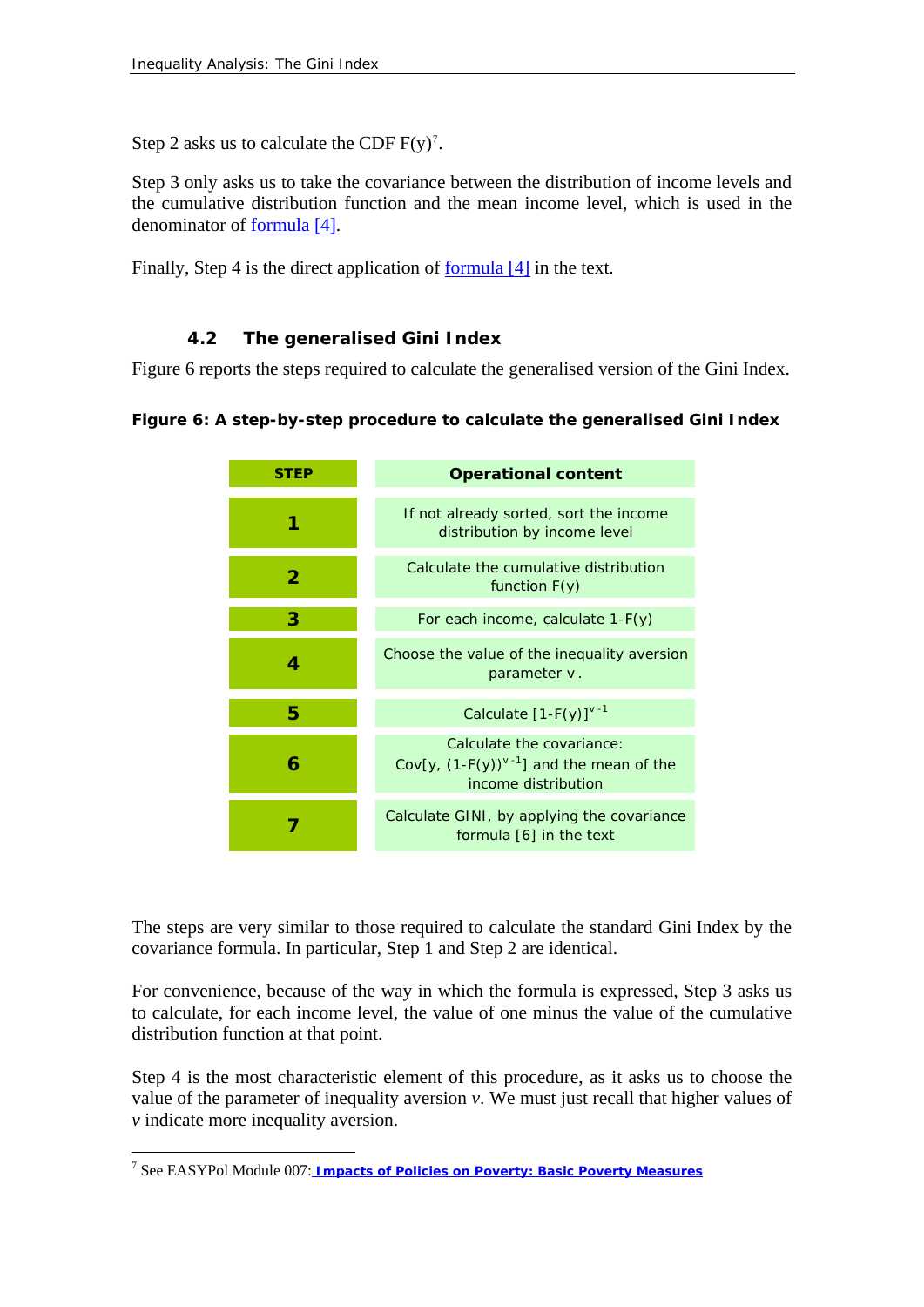Step 2 asks us to calculate the CDF F(y)[7].

Step 3 only asks us to take the covariance between the distribution of income levels and the cumulative distribution function and the mean income level, which is used in the denominator of formula [4].

Finally, Step 4 is the direct application of formula [4] in the text.

### 4.2 The generalised Gini Index

Figure 6 reports the steps required to calculate the generalised version of the Gini Index.

**Figure 6: A step-by-step procedure to calculate the generalised Gini Index**

| STEP | Operational content |
|---|---|
| 1 | If not already sorted, sort the income distribution by income level |
| 2 | Calculate the cumulative distribution function F(y) |
| 3 | For each income, calculate 1-F(y) |
| 4 | Choose the value of the inequality aversion parameter v. |
| 5 | Calculate $[1-F(y)]^{v-1}$ |
| 6 | Calculate the covariance: $Cov[y, (1-F(y))^{v-1}]$ and the mean of the income distribution |
| 7 | Calculate GINI, by applying the covariance formula [6] in the text |

The steps are very similar to those required to calculate the standard Gini Index by the covariance formula. In particular, Step 1 and Step 2 are identical.

For convenience, because of the way in which the formula is expressed, Step 3 asks us to calculate, for each income level, the value of one minus the value of the cumulative distribution function at that point.

Step 4 is the most characteristic element of this procedure, as it asks us to choose the value of the parameter of inequality aversion $v$. We must just recall that higher values of $v$ indicate more inequality aversion.

---

[7] See EASYPol Module 007: **Impacts of Policies on Poverty: Basic Poverty Measures**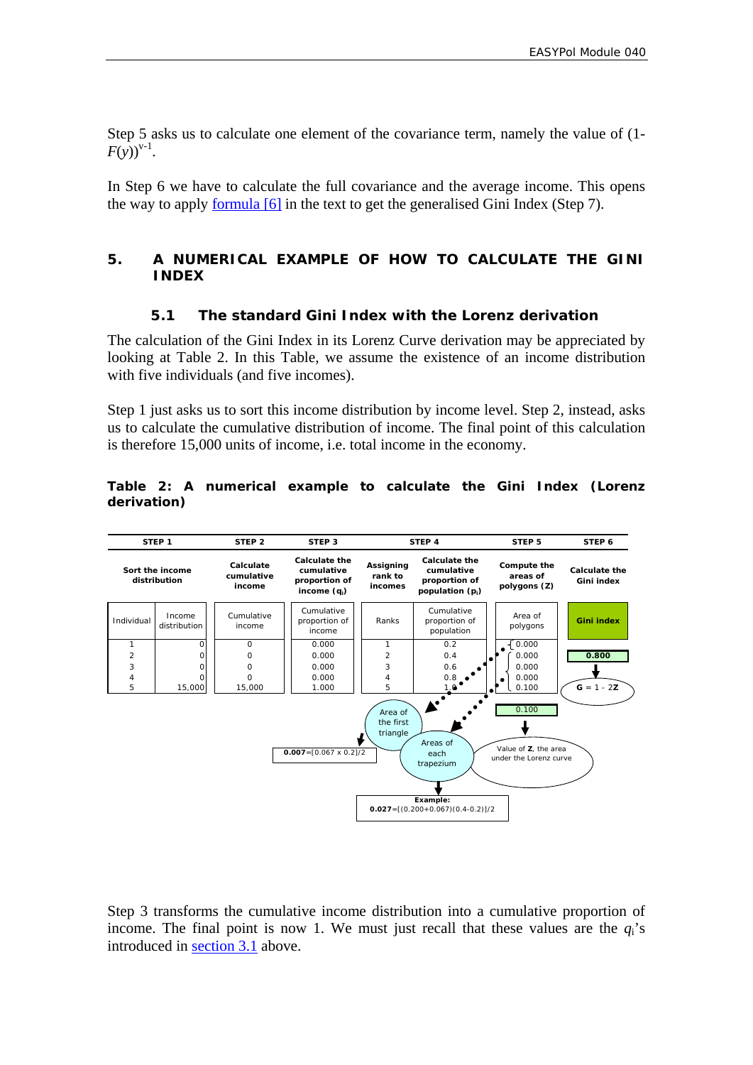Step 5 asks us to calculate one element of the covariance term, namely the value of $(1-F(y))^{v-1}$.

In Step 6 we have to calculate the full covariance and the average income. This opens the way to apply formula [6] in the text to get the generalised Gini Index (Step 7).

# 5. A NUMERICAL EXAMPLE OF HOW TO CALCULATE THE GINI INDEX

## 5.1 The standard Gini Index with the Lorenz derivation

The calculation of the Gini Index in its Lorenz Curve derivation may be appreciated by looking at Table 2. In this Table, we assume the existence of an income distribution with five individuals (and five incomes).

Step 1 just asks us to sort this income distribution by income level. Step 2, instead, asks us to calculate the cumulative distribution of income. The final point of this calculation is therefore 15,000 units of income, i.e. total income in the economy.

**Table 2: A numerical example to calculate the Gini Index (Lorenz derivation)**

| STEP 1 | | STEP 2 | STEP 3 | STEP 4 | | STEP 5 | STEP 6 |
|---|---|---|---|---|---|---|---|
| **Sort the income distribution** | | **Calculate cumulative income** | **Calculate the cumulative proportion of income ($q_i$)** | **Assigning rank to incomes** | **Calculate the cumulative proportion of population ($p_i$)** | **Compute the areas of polygons (Z)** | **Calculate the Gini index** |
| Individual | Income distribution | Cumulative income | Cumulative proportion of income | Ranks | Cumulative proportion of population | Area of polygons | **Gini index** |
| 1 | 0 | 0 | 0.000 | 1 | 0.2 | 0.000 | **0.800** |
| 2 | 0 | 0 | 0.000 | 2 | 0.4 | 0.000 | |
| 3 | 0 | 0 | 0.000 | 3 | 0.6 | 0.000 | |
| 4 | 0 | 0 | 0.000 | 4 | 0.8 | 0.000 | |
| 5 | 15,000 | 15,000 | 1.000 | 5 | 1.0 | 0.100 | **G** = 1 - 2**Z** |
| | | | | | | 0.100 | |

Notes from the table diagram:

- Area of the first triangle: **0.007**=[0.067 x 0.2]/2
- Areas of each trapezium — Example: **0.027**=[(0.200+0.067)(0.4-0.2)]/2
- Value of **Z**, the area under the Lorenz curve: 0.100

Step 3 transforms the cumulative income distribution into a cumulative proportion of income. The final point is now 1. We must just recall that these values are the $q_i$'s introduced in section 3.1 above.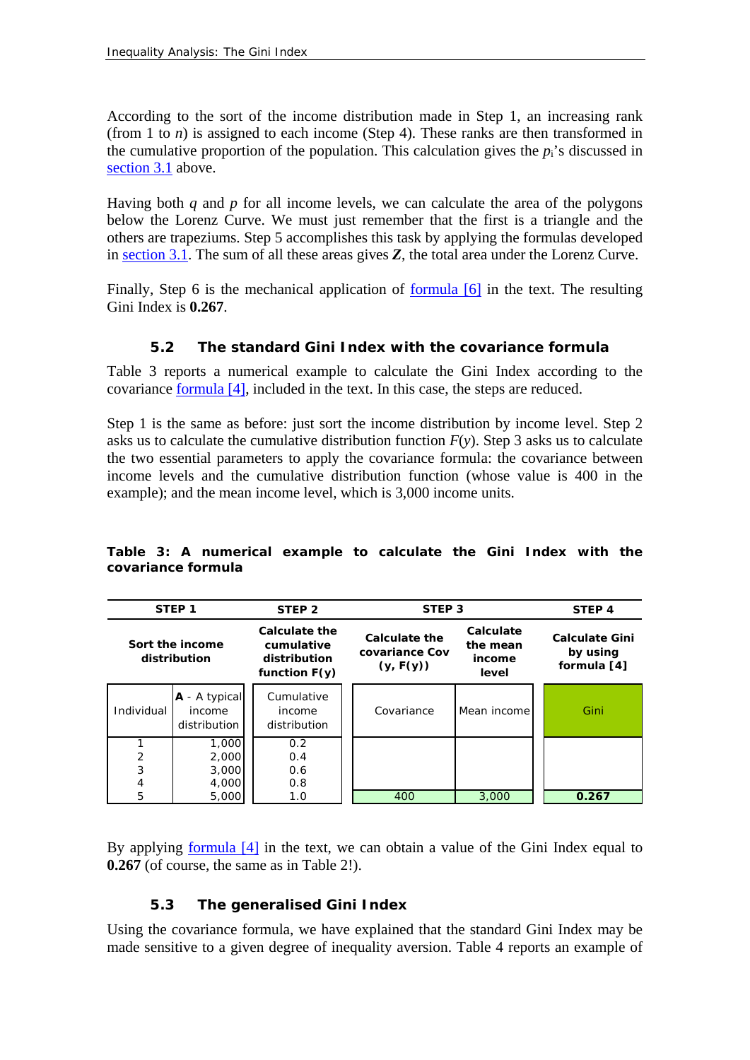According to the sort of the income distribution made in Step 1, an increasing rank (from 1 to $n$) is assigned to each income (Step 4). These ranks are then transformed in the cumulative proportion of the population. This calculation gives the $p_i$'s discussed in section 3.1 above.

Having both $q$ and $p$ for all income levels, we can calculate the area of the polygons below the Lorenz Curve. We must just remember that the first is a triangle and the others are trapeziums. Step 5 accomplishes this task by applying the formulas developed in section 3.1. The sum of all these areas gives ***Z***, the total area under the Lorenz Curve.

Finally, Step 6 is the mechanical application of formula [6] in the text. The resulting Gini Index is **0.267**.

### 5.2 The standard Gini Index with the covariance formula

Table 3 reports a numerical example to calculate the Gini Index according to the covariance formula [4], included in the text. In this case, the steps are reduced.

Step 1 is the same as before: just sort the income distribution by income level. Step 2 asks us to calculate the cumulative distribution function $F(y)$. Step 3 asks us to calculate the two essential parameters to apply the covariance formula: the covariance between income levels and the cumulative distribution function (whose value is 400 in the example); and the mean income level, which is 3,000 income units.

**Table 3: A numerical example to calculate the Gini Index with the covariance formula**

| STEP 1 | | STEP 2 | STEP 3 | | STEP 4 |
|---|---|---|---|---|---|
| **Sort the income distribution** | | **Calculate the cumulative distribution function F(y)** | **Calculate the covariance Cov (y, F(y))** | **Calculate the mean income level** | **Calculate Gini by using formula [4]** |
| Individual | **A** - A typical income distribution | Cumulative income distribution | Covariance | Mean income | Gini |
| 1 | 1,000 | 0.2 | | | |
| 2 | 2,000 | 0.4 | | | |
| 3 | 3,000 | 0.6 | | | |
| 4 | 4,000 | 0.8 | | | |
| 5 | 5,000 | 1.0 | 400 | 3,000 | **0.267** |

By applying formula [4] in the text, we can obtain a value of the Gini Index equal to **0.267** (of course, the same as in Table 2!).

### 5.3 The generalised Gini Index

Using the covariance formula, we have explained that the standard Gini Index may be made sensitive to a given degree of inequality aversion. Table 4 reports an example of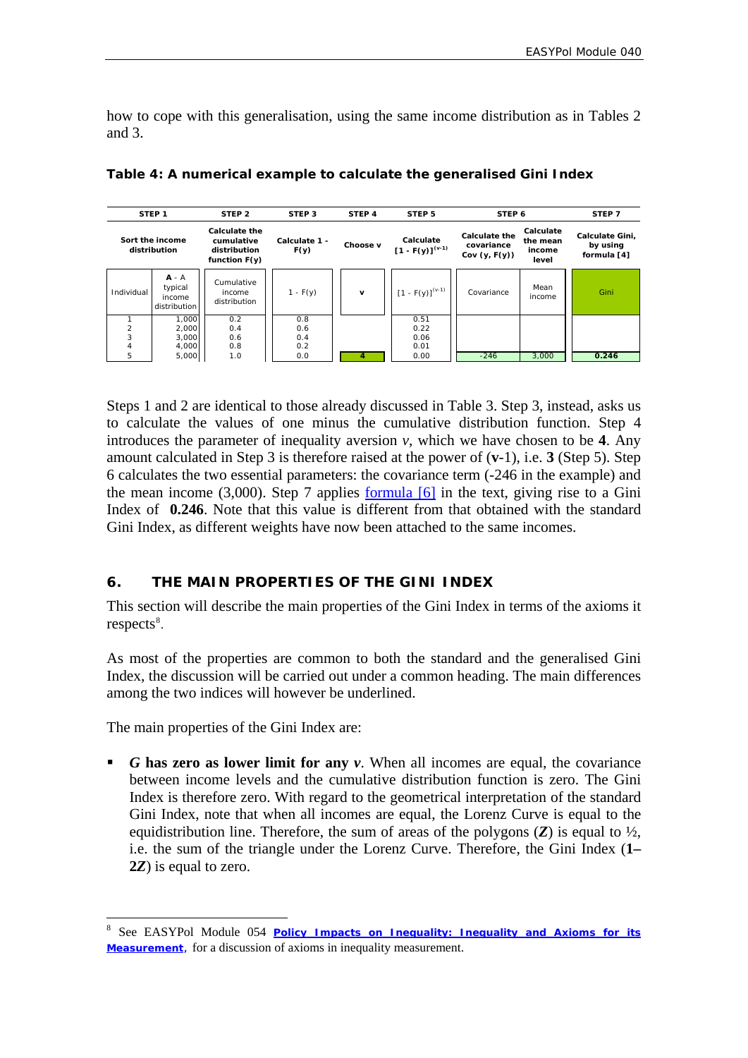how to cope with this generalisation, using the same income distribution as in Tables 2 and 3.

**Table 4: A numerical example to calculate the generalised Gini Index**

| STEP 1 | | STEP 2 | STEP 3 | STEP 4 | STEP 5 | STEP 6 | | STEP 7 |
|---|---|---|---|---|---|---|---|---|
| Sort the income distribution | | Calculate the cumulative distribution function F(y) | Calculate 1 - F(y) | Choose v | Calculate $[1 - F(y)]^{(v-1)}$ | Calculate the covariance Cov (y, F(y)) | Calculate the mean income level | Calculate Gini, by using formula [4] |
| Individual | **A** - A typical income distribution | Cumulative income distribution | 1 - F(y) | **v** | $[1 - F(y)]^{(v-1)}$ | Covariance | Mean income | Gini |
| 1 | 1,000 | 0.2 | 0.8 | | 0.51 | | | |
| 2 | 2,000 | 0.4 | 0.6 | | 0.22 | | | |
| 3 | 3,000 | 0.6 | 0.4 | | 0.06 | | | |
| 4 | 4,000 | 0.8 | 0.2 | | 0.01 | | | |
| 5 | 5,000 | 1.0 | 0.0 | **4** | 0.00 | -246 | 3,000 | **0.246** |

Steps 1 and 2 are identical to those already discussed in Table 3. Step 3, instead, asks us to calculate the values of one minus the cumulative distribution function. Step 4 introduces the parameter of inequality aversion *v*, which we have chosen to be **4**. Any amount calculated in Step 3 is therefore raised at the power of (**v**-1), i.e. **3** (Step 5). Step 6 calculates the two essential parameters: the covariance term (-246 in the example) and the mean income (3,000). Step 7 applies formula [6] in the text, giving rise to a Gini Index of **0.246**. Note that this value is different from that obtained with the standard Gini Index, as different weights have now been attached to the same incomes.

## 6. THE MAIN PROPERTIES OF THE GINI INDEX

This section will describe the main properties of the Gini Index in terms of the axioms it respects[8].

As most of the properties are common to both the standard and the generalised Gini Index, the discussion will be carried out under a common heading. The main differences among the two indices will however be underlined.

The main properties of the Gini Index are:

- ***G* has zero as lower limit for any *v***. When all incomes are equal, the covariance between income levels and the cumulative distribution function is zero. The Gini Index is therefore zero. With regard to the geometrical interpretation of the standard Gini Index, note that when all incomes are equal, the Lorenz Curve is equal to the equidistribution line. Therefore, the sum of areas of the polygons (***Z***) is equal to ½, i.e. the sum of the triangle under the Lorenz Curve. Therefore, the Gini Index (**1–2*Z***) is equal to zero.

[8] See EASYPol Module 054 **Policy Impacts on Inequality: Inequality and Axioms for its Measurement**, for a discussion of axioms in inequality measurement.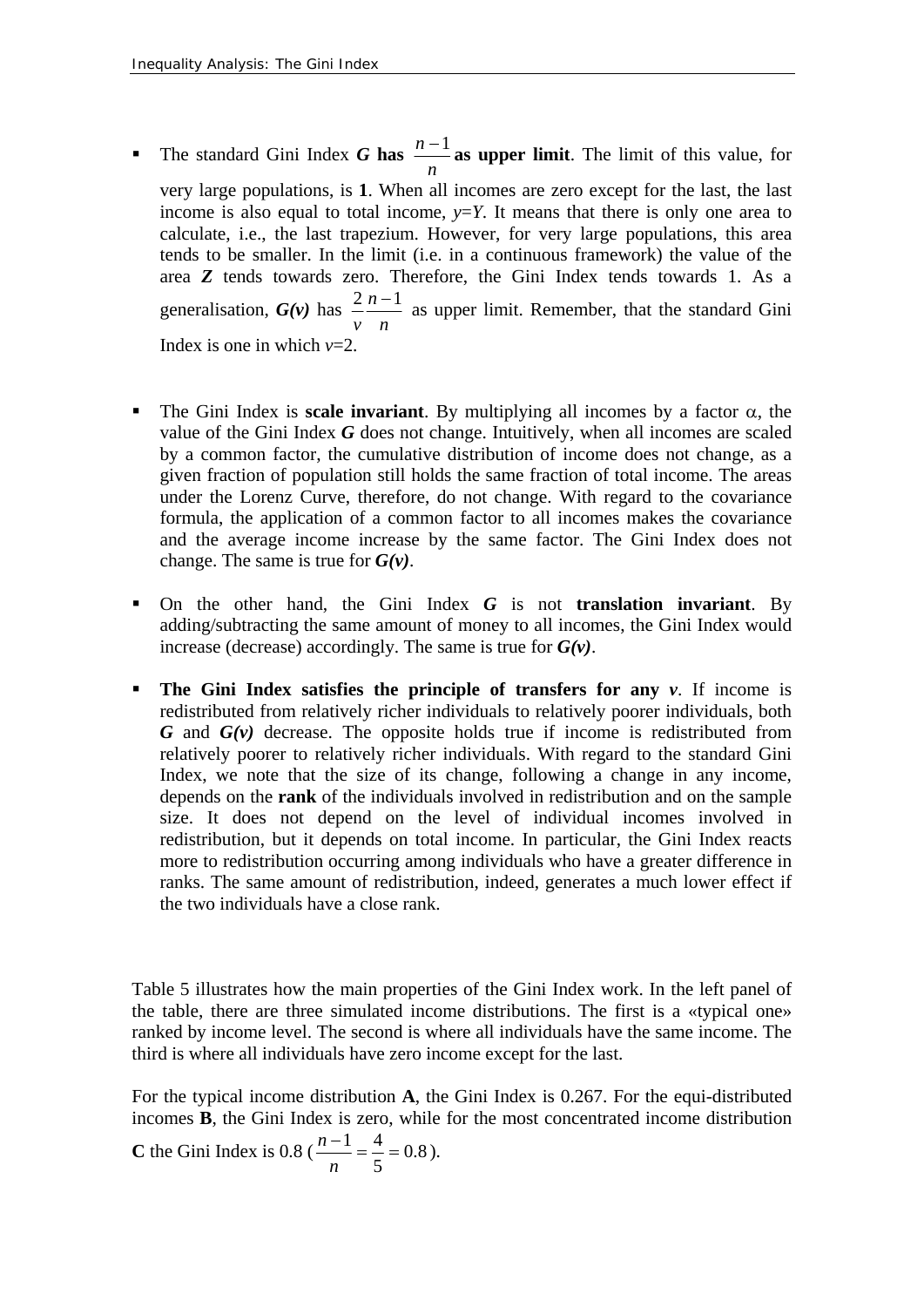- The standard Gini Index ***G*** **has** $\frac{n-1}{n}$ **as upper limit**. The limit of this value, for very large populations, is **1**. When all incomes are zero except for the last, the last income is also equal to total income, $y$=$Y$. It means that there is only one area to calculate, i.e., the last trapezium. However, for very large populations, this area tends to be smaller. In the limit (i.e. in a continuous framework) the value of the area ***Z*** tends towards zero. Therefore, the Gini Index tends towards 1. As a generalisation, ***G(v)*** has $\frac{2}{v}\frac{n-1}{n}$ as upper limit. Remember, that the standard Gini Index is one in which $v$=2.

- The Gini Index is **scale invariant**. By multiplying all incomes by a factor $\alpha$, the value of the Gini Index ***G*** does not change. Intuitively, when all incomes are scaled by a common factor, the cumulative distribution of income does not change, as a given fraction of population still holds the same fraction of total income. The areas under the Lorenz Curve, therefore, do not change. With regard to the covariance formula, the application of a common factor to all incomes makes the covariance and the average income increase by the same factor. The Gini Index does not change. The same is true for ***G(v)***.

- On the other hand, the Gini Index ***G*** is not **translation invariant**. By adding/subtracting the same amount of money to all incomes, the Gini Index would increase (decrease) accordingly. The same is true for ***G(v)***.

- **The Gini Index satisfies the principle of transfers for any *v*.** If income is redistributed from relatively richer individuals to relatively poorer individuals, both ***G*** and ***G(v)*** decrease. The opposite holds true if income is redistributed from relatively poorer to relatively richer individuals. With regard to the standard Gini Index, we note that the size of its change, following a change in any income, depends on the **rank** of the individuals involved in redistribution and on the sample size. It does not depend on the level of individual incomes involved in redistribution, but it depends on total income. In particular, the Gini Index reacts more to redistribution occurring among individuals who have a greater difference in ranks. The same amount of redistribution, indeed, generates a much lower effect if the two individuals have a close rank.

Table 5 illustrates how the main properties of the Gini Index work. In the left panel of the table, there are three simulated income distributions. The first is a «typical one» ranked by income level. The second is where all individuals have the same income. The third is where all individuals have zero income except for the last.

For the typical income distribution **A**, the Gini Index is 0.267. For the equi-distributed incomes **B**, the Gini Index is zero, while for the most concentrated income distribution **C** the Gini Index is 0.8 ($\frac{n-1}{n}=\frac{4}{5}=0.8$).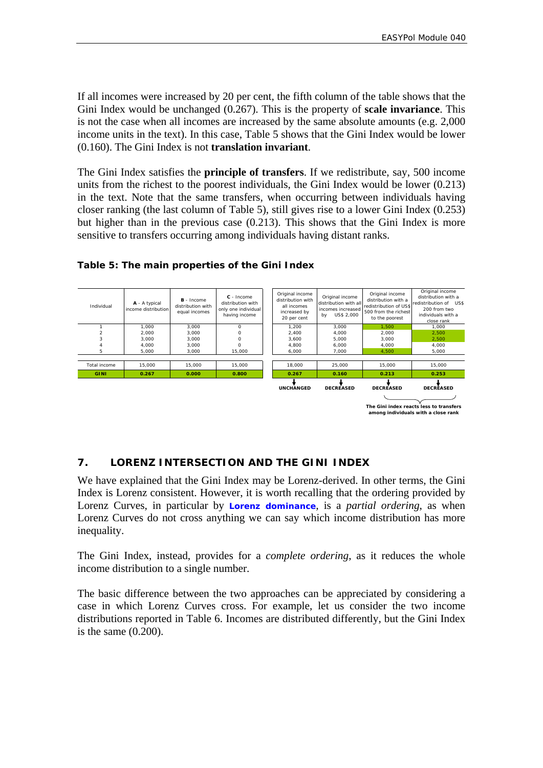If all incomes were increased by 20 per cent, the fifth column of the table shows that the Gini Index would be unchanged (0.267). This is the property of **scale invariance**. This is not the case when all incomes are increased by the same absolute amounts (e.g. 2,000 income units in the text). In this case, Table 5 shows that the Gini Index would be lower (0.160). The Gini Index is not **translation invariant**.

The Gini Index satisfies the **principle of transfers**. If we redistribute, say, 500 income units from the richest to the poorest individuals, the Gini Index would be lower (0.213) in the text. Note that the same transfers, when occurring between individuals having closer ranking (the last column of Table 5), still gives rise to a lower Gini Index (0.253) but higher than in the previous case (0.213). This shows that the Gini Index is more sensitive to transfers occurring among individuals having distant ranks.

**Table 5: The main properties of the Gini Index**

| Individual | **A** - A typical income distribution | **B** - Income distribution with equal incomes | **C** - Income distribution with only one individual having income | Original income distribution with all incomes increased by 20 per cent | Original income distribution with all incomes increased by US$ 2,000 | Original income distribution with a redistribution of US$ 500 from the richest to the poorest | Original income distribution with a redistribution of US$ 200 from two individuals with a close rank |
|---|---|---|---|---|---|---|---|
| 1 | 1,000 | 3,000 | 0 | 1,200 | 3,000 | 1,500 | 1,000 |
| 2 | 2,000 | 3,000 | 0 | 2,400 | 4,000 | 2,000 | 2,500 |
| 3 | 3,000 | 3,000 | 0 | 3,600 | 5,000 | 3,000 | 2,500 |
| 4 | 4,000 | 3,000 | 0 | 4,800 | 6,000 | 4,000 | 4,000 |
| 5 | 5,000 | 3,000 | 15,000 | 6,000 | 7,000 | 4,500 | 5,000 |
| Total income | 15,000 | 15,000 | 15,000 | 18,000 | 25,000 | 15,000 | 15,000 |
| **GINI** | **0.267** | **0.000** | **0.800** | **0.267** | **0.160** | **0.213** | **0.253** |
| | | | | **UNCHANGED** | **DECREASED** | **DECREASED** | **DECREASED** |

**The Gini index reacts less to transfers among individuals with a close rank**

## 7. LORENZ INTERSECTION AND THE GINI INDEX

We have explained that the Gini Index may be Lorenz-derived. In other terms, the Gini Index is Lorenz consistent. However, it is worth recalling that the ordering provided by Lorenz Curves, in particular by **Lorenz dominance**, is a *partial ordering*, as when Lorenz Curves do not cross anything we can say which income distribution has more inequality.

The Gini Index, instead, provides for a *complete ordering*, as it reduces the whole income distribution to a single number.

The basic difference between the two approaches can be appreciated by considering a case in which Lorenz Curves cross. For example, let us consider the two income distributions reported in Table 6. Incomes are distributed differently, but the Gini Index is the same (0.200).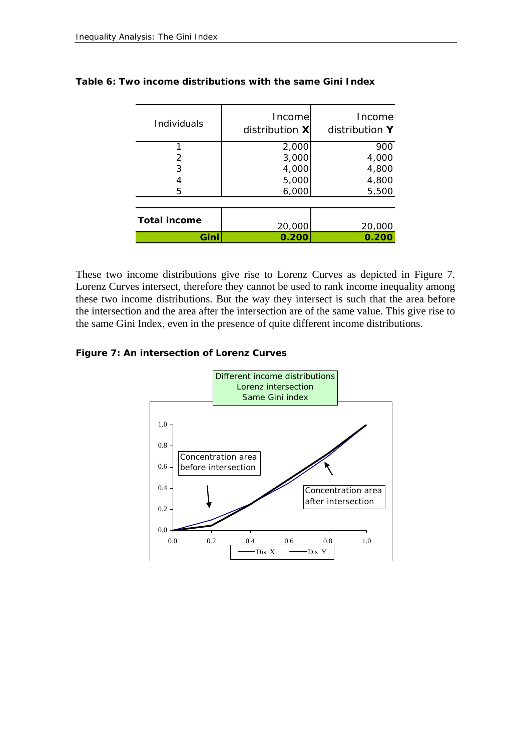**Table 6: Two income distributions with the same Gini Index**

| Individuals | Income distribution **X** | Income distribution **Y** |
|---|---|---|
| 1 | 2,000 | 900 |
| 2 | 3,000 | 4,000 |
| 3 | 4,000 | 4,800 |
| 4 | 5,000 | 4,800 |
| 5 | 6,000 | 5,500 |
| **Total income** | 20,000 | 20,000 |
| **Gini** | **0.200** | **0.200** |

These two income distributions give rise to Lorenz Curves as depicted in Figure 7. Lorenz Curves intersect, therefore they cannot be used to rank income inequality among these two income distributions. But the way they intersect is such that the area before the intersection and the area after the intersection are of the same value. This give rise to the same Gini Index, even in the presence of quite different income distributions.

**Figure 7: An intersection of Lorenz Curves**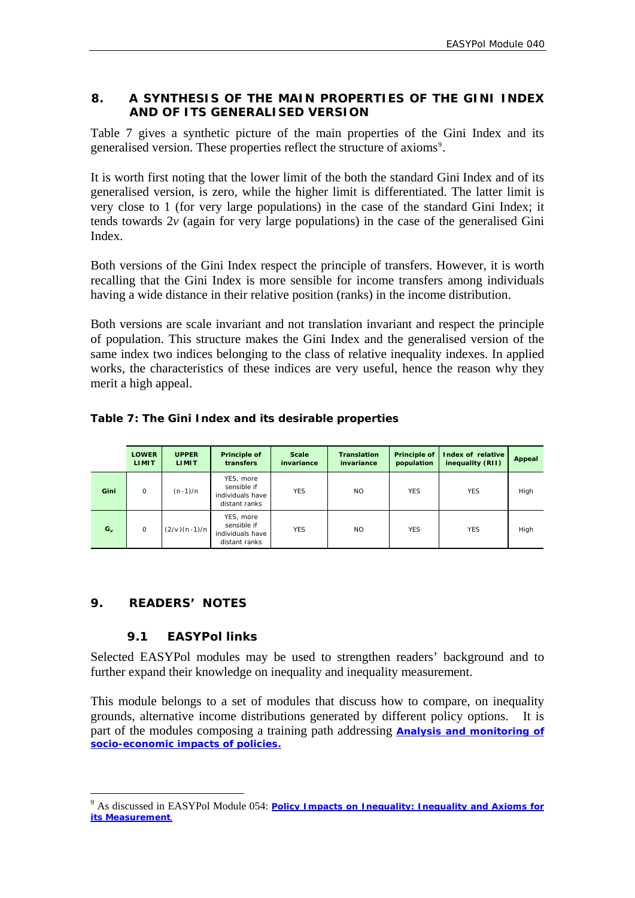## 8. A SYNTHESIS OF THE MAIN PROPERTIES OF THE GINI INDEX AND OF ITS GENERALISED VERSION

Table 7 gives a synthetic picture of the main properties of the Gini Index and its generalised version. These properties reflect the structure of axioms[9].

It is worth first noting that the lower limit of the both the standard Gini Index and of its generalised version, is zero, while the higher limit is differentiated. The latter limit is very close to 1 (for very large populations) in the case of the standard Gini Index; it tends towards $2v$ (again for very large populations) in the case of the generalised Gini Index.

Both versions of the Gini Index respect the principle of transfers. However, it is worth recalling that the Gini Index is more sensible for income transfers among individuals having a wide distance in their relative position (ranks) in the income distribution.

Both versions are scale invariant and not translation invariant and respect the principle of population. This structure makes the Gini Index and the generalised version of the same index two indices belonging to the class of relative inequality indexes. In applied works, the characteristics of these indices are very useful, hence the reason why they merit a high appeal.

**Table 7: The Gini Index and its desirable properties**

| | LOWER LIMIT | UPPER LIMIT | Principle of transfers | Scale invariance | Translation invariance | Principle of population | Index of relative inequality (RII) | Appeal |
|---|---|---|---|---|---|---|---|---|
| Gini | 0 | $(n-1)/n$ | YES, more sensible if individuals have distant ranks | YES | NO | YES | YES | High |
| $G_v$ | 0 | $(2/v)(n-1)/n$ | YES, more sensible if individuals have distant ranks | YES | NO | YES | YES | High |

## 9. READERS' NOTES

### 9.1 EASYPol links

Selected EASYPol modules may be used to strengthen readers' background and to further expand their knowledge on inequality and inequality measurement.

This module belongs to a set of modules that discuss how to compare, on inequality grounds, alternative income distributions generated by different policy options. It is part of the modules composing a training path addressing **Analysis and monitoring of socio-economic impacts of policies.**

[9] As discussed in EASYPol Module 054: **Policy Impacts on Inequality: Inequality and Axioms for its Measurement**.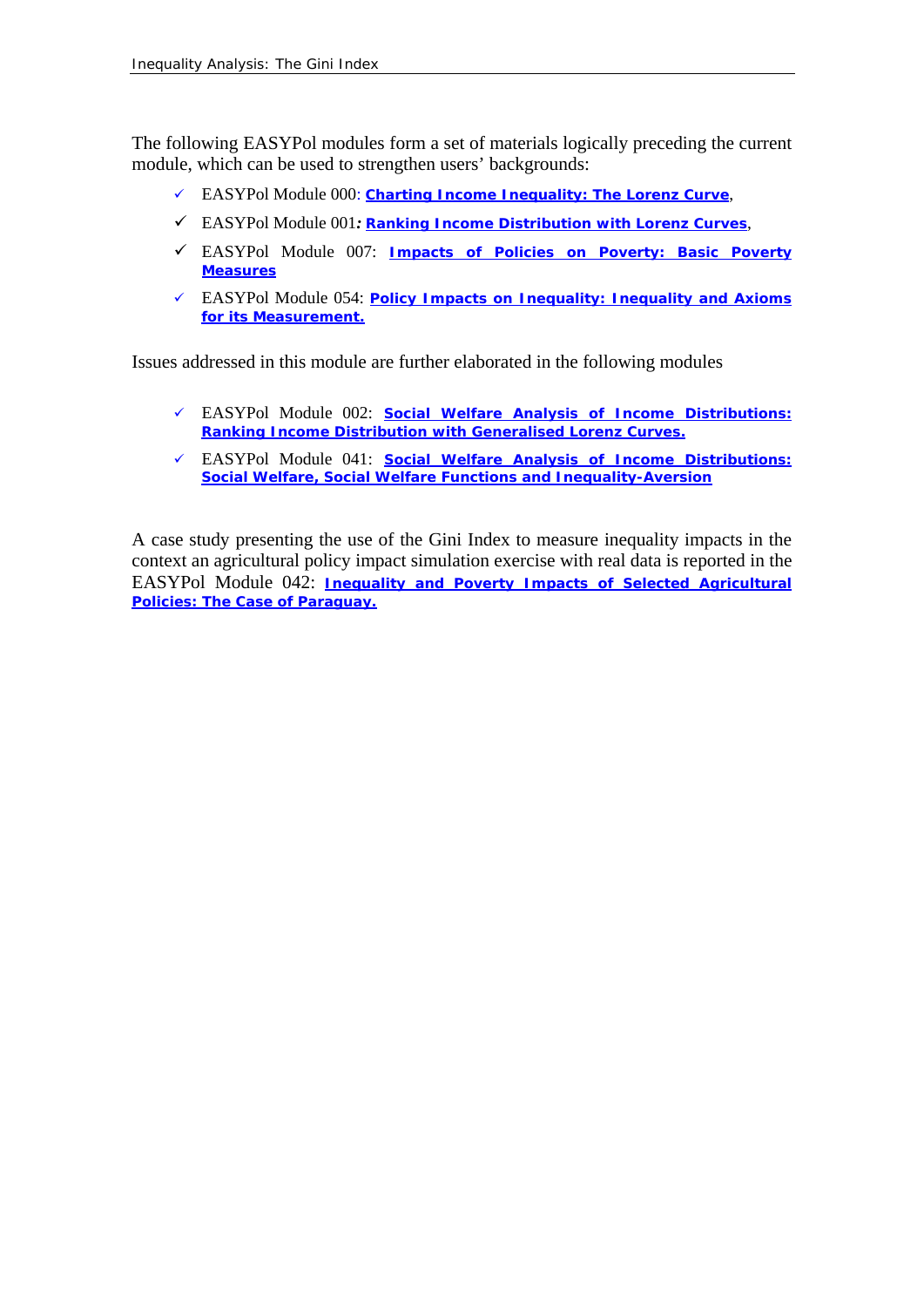The following EASYPol modules form a set of materials logically preceding the current module, which can be used to strengthen users' backgrounds:

- ✓ EASYPol Module 000: **Charting Income Inequality: The Lorenz Curve**,
- ✓ EASYPol Module 001**:** **Ranking Income Distribution with Lorenz Curves**,
- ✓ EASYPol Module 007: **Impacts of Policies on Poverty: Basic Poverty Measures**
- ✓ EASYPol Module 054: **Policy Impacts on Inequality: Inequality and Axioms for its Measurement.**

Issues addressed in this module are further elaborated in the following modules

- ✓ EASYPol Module 002: **Social Welfare Analysis of Income Distributions: Ranking Income Distribution with Generalised Lorenz Curves.**
- ✓ EASYPol Module 041: **Social Welfare Analysis of Income Distributions: Social Welfare, Social Welfare Functions and Inequality-Aversion**

A case study presenting the use of the Gini Index to measure inequality impacts in the context an agricultural policy impact simulation exercise with real data is reported in the EASYPol Module 042: **Inequality and Poverty Impacts of Selected Agricultural Policies: The Case of Paraguay.**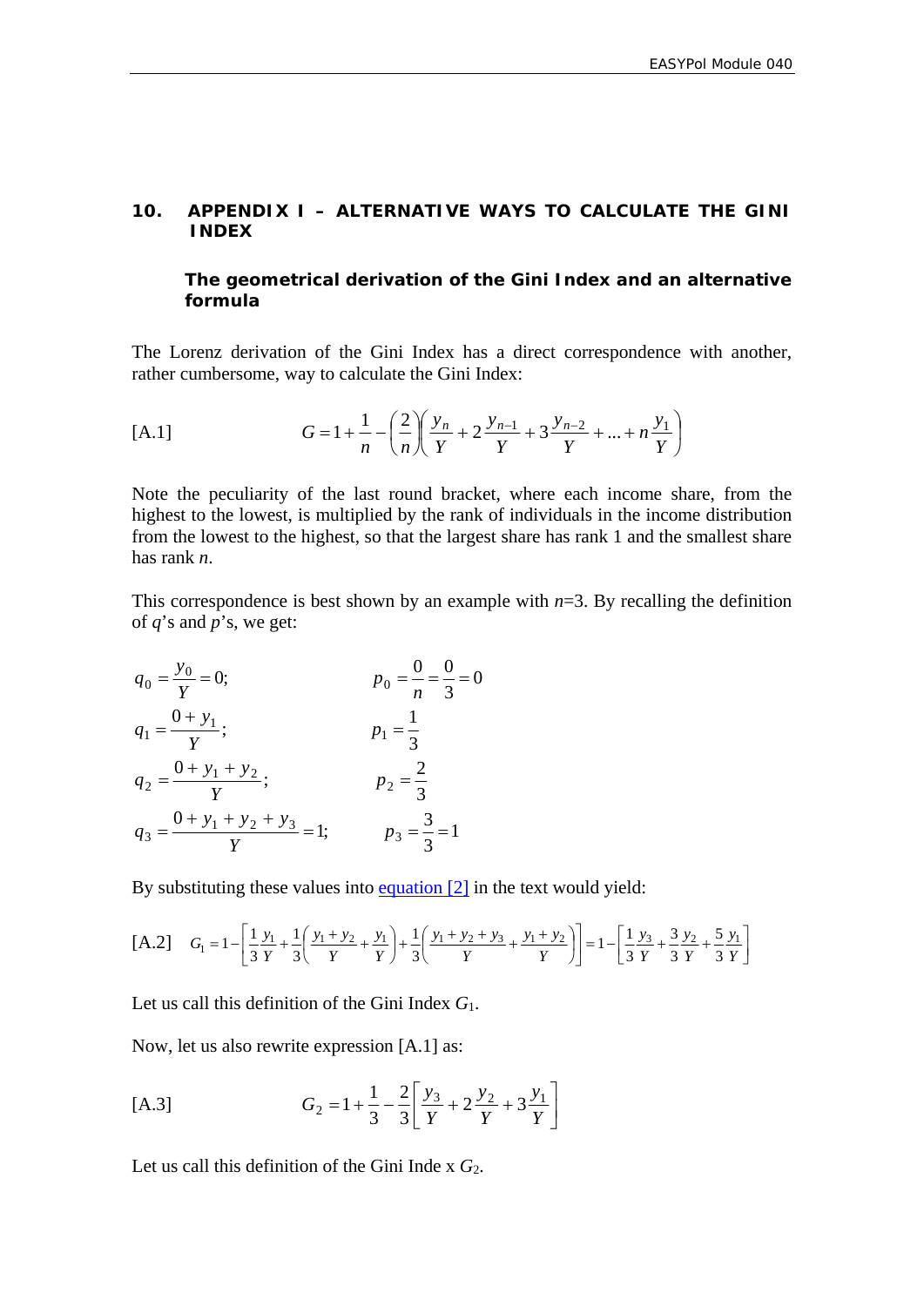## 10. APPENDIX I – ALTERNATIVE WAYS TO CALCULATE THE GINI INDEX

### The geometrical derivation of the Gini Index and an alternative formula

The Lorenz derivation of the Gini Index has a direct correspondence with another, rather cumbersome, way to calculate the Gini Index:

$$[A.1] \qquad G = 1 + \frac{1}{n} - \left(\frac{2}{n}\right)\left(\frac{y_n}{Y} + 2\frac{y_{n-1}}{Y} + 3\frac{y_{n-2}}{Y} + \ldots + n\frac{y_1}{Y}\right)$$

Note the peculiarity of the last round bracket, where each income share, from the highest to the lowest, is multiplied by the rank of individuals in the income distribution from the lowest to the highest, so that the largest share has rank 1 and the smallest share has rank *n*.

This correspondence is best shown by an example with $n$=3. By recalling the definition of $q$'s and $p$'s, we get:

$$q_0 = \frac{y_0}{Y} = 0; \qquad p_0 = \frac{0}{n} = \frac{0}{3} = 0$$

$$q_1 = \frac{0 + y_1}{Y}; \qquad p_1 = \frac{1}{3}$$

$$q_2 = \frac{0 + y_1 + y_2}{Y}; \qquad p_2 = \frac{2}{3}$$

$$q_3 = \frac{0 + y_1 + y_2 + y_3}{Y} = 1; \qquad p_3 = \frac{3}{3} = 1$$

By substituting these values into equation [2] in the text would yield:

$$[A.2] \quad G_1 = 1 - \left[\frac{1}{3}\frac{y_1}{Y} + \frac{1}{3}\left(\frac{y_1 + y_2}{Y} + \frac{y_1}{Y}\right) + \frac{1}{3}\left(\frac{y_1 + y_2 + y_3}{Y} + \frac{y_1 + y_2}{Y}\right)\right] = 1 - \left[\frac{1}{3}\frac{y_3}{Y} + \frac{3}{3}\frac{y_2}{Y} + \frac{5}{3}\frac{y_1}{Y}\right]$$

Let us call this definition of the Gini Index $G_1$.

Now, let us also rewrite expression [A.1] as:

$$[A.3] \qquad G_2 = 1 + \frac{1}{3} - \frac{2}{3}\left[\frac{y_3}{Y} + 2\frac{y_2}{Y} + 3\frac{y_1}{Y}\right]$$

Let us call this definition of the Gini Inde x $G_2$.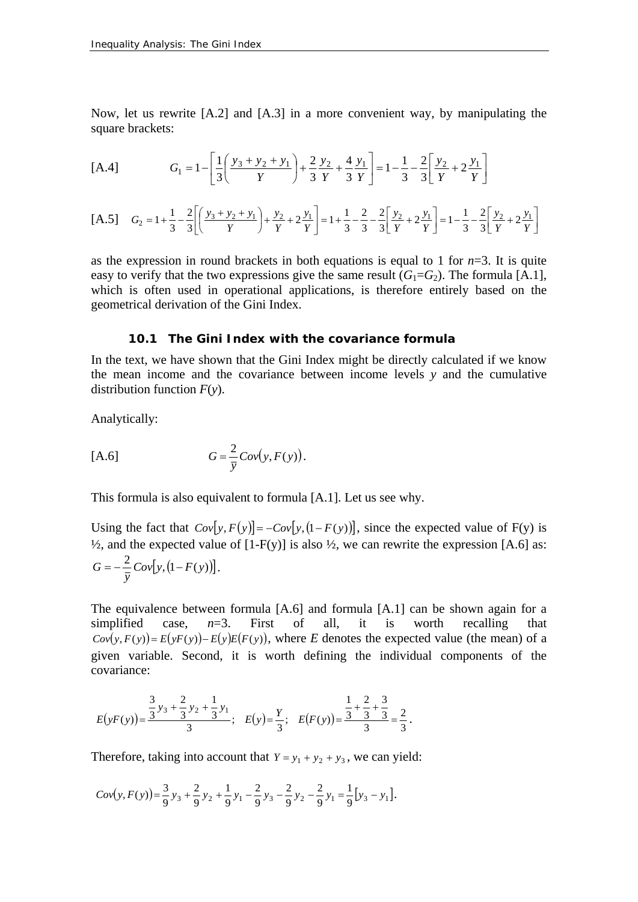Now, let us rewrite [A.2] and [A.3] in a more convenient way, by manipulating the square brackets:

[A.4] $$G_1 = 1 - \left[ \frac{1}{3} \left( \frac{y_3 + y_2 + y_1}{Y} \right) + \frac{2}{3} \frac{y_2}{Y} + \frac{4}{3} \frac{y_1}{Y} \right] = 1 - \frac{1}{3} - \frac{2}{3} \left[ \frac{y_2}{Y} + 2 \frac{y_1}{Y} \right]$$

[A.5] $$G_2 = 1 + \frac{1}{3} - \frac{2}{3} \left[ \left( \frac{y_3 + y_2 + y_1}{Y} \right) + \frac{y_2}{Y} + 2 \frac{y_1}{Y} \right] = 1 + \frac{1}{3} - \frac{2}{3} - \frac{2}{3} \left[ \frac{y_2}{Y} + 2 \frac{y_1}{Y} \right] = 1 - \frac{1}{3} - \frac{2}{3} \left[ \frac{y_2}{Y} + 2 \frac{y_1}{Y} \right]$$

as the expression in round brackets in both equations is equal to 1 for $n$=3. It is quite easy to verify that the two expressions give the same result ($G_1$=$G_2$). The formula [A.1], which is often used in operational applications, is therefore entirely based on the geometrical derivation of the Gini Index.

### 10.1 The Gini Index with the covariance formula

In the text, we have shown that the Gini Index might be directly calculated if we know the mean income and the covariance between income levels $y$ and the cumulative distribution function $F(y)$.

Analytically:

[A.6] $$G = \frac{2}{\bar{y}} Cov(y, F(y)).$$

This formula is also equivalent to formula [A.1]. Let us see why.

Using the fact that $Cov[y, F(y)] = -Cov[y, (1 - F(y))]$, since the expected value of F(y) is ½, and the expected value of [1-F(y)] is also ½, we can rewrite the expression [A.6] as: $G = -\frac{2}{\bar{y}} Cov[y, (1 - F(y))]$.

The equivalence between formula [A.6] and formula [A.1] can be shown again for a simplified case, $n$=3. First of all, it is worth recalling that $Cov(y, F(y)) = E(yF(y)) - E(y)E(F(y))$, where $E$ denotes the expected value (the mean) of a given variable. Second, it is worth defining the individual components of the covariance:

$$E(yF(y)) = \frac{\frac{3}{3} y_3 + \frac{2}{3} y_2 + \frac{1}{3} y_1}{3}; \quad E(y) = \frac{Y}{3}; \quad E(F(y)) = \frac{\frac{1}{3} + \frac{2}{3} + \frac{3}{3}}{3} = \frac{2}{3}.$$

Therefore, taking into account that $Y = y_1 + y_2 + y_3$, we can yield:

$$Cov(y, F(y)) = \frac{3}{9} y_3 + \frac{2}{9} y_2 + \frac{1}{9} y_1 - \frac{2}{9} y_3 - \frac{2}{9} y_2 - \frac{2}{9} y_1 = \frac{1}{9} [y_3 - y_1].$$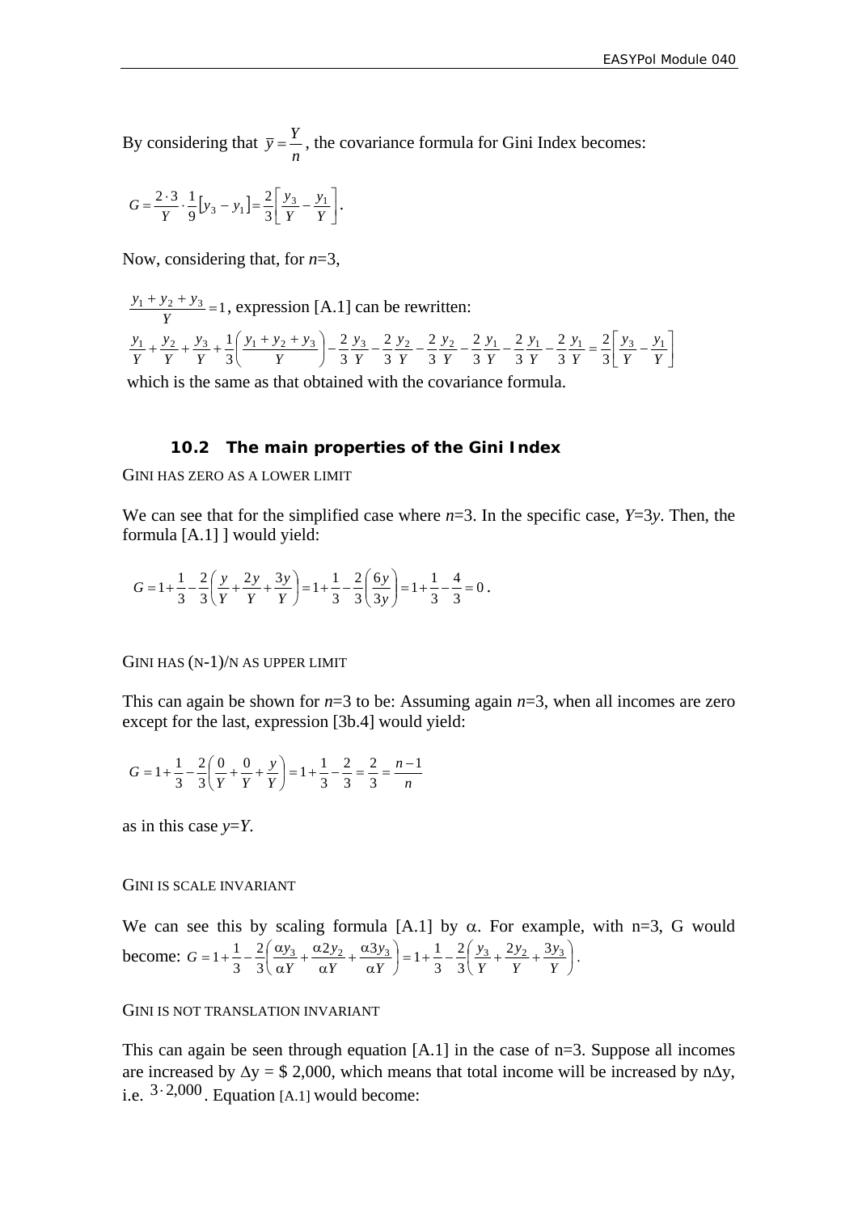By considering that $\bar{y} = \frac{Y}{n}$, the covariance formula for Gini Index becomes:

$$G = \frac{2 \cdot 3}{Y} \cdot \frac{1}{9}\left[y_3 - y_1\right] = \frac{2}{3}\left[\frac{y_3}{Y} - \frac{y_1}{Y}\right].$$

Now, considering that, for $n$=3,

$\frac{y_1 + y_2 + y_3}{Y} = 1$, expression [A.1] can be rewritten:

$$\frac{y_1}{Y} + \frac{y_2}{Y} + \frac{y_3}{Y} + \frac{1}{3}\left(\frac{y_1 + y_2 + y_3}{Y}\right) - \frac{2}{3}\frac{y_3}{Y} - \frac{2}{3}\frac{y_2}{Y} - \frac{2}{3}\frac{y_2}{Y} - \frac{2}{3}\frac{y_1}{Y} - \frac{2}{3}\frac{y_1}{Y} - \frac{2}{3}\frac{y_1}{Y} = \frac{2}{3}\left[\frac{y_3}{Y} - \frac{y_1}{Y}\right]$$

which is the same as that obtained with the covariance formula.

### 10.2 The main properties of the Gini Index

GINI HAS ZERO AS A LOWER LIMIT

We can see that for the simplified case where $n$=3. In the specific case, $Y$=3$y$. Then, the formula [A.1] ] would yield:

$$G = 1 + \frac{1}{3} - \frac{2}{3}\left(\frac{y}{Y} + \frac{2y}{Y} + \frac{3y}{Y}\right) = 1 + \frac{1}{3} - \frac{2}{3}\left(\frac{6y}{3y}\right) = 1 + \frac{1}{3} - \frac{4}{3} = 0\,.$$

GINI HAS (N-1)/N AS UPPER LIMIT

This can again be shown for $n$=3 to be: Assuming again $n$=3, when all incomes are zero except for the last, expression [3b.4] would yield:

$$G = 1 + \frac{1}{3} - \frac{2}{3}\left(\frac{0}{Y} + \frac{0}{Y} + \frac{y}{Y}\right) = 1 + \frac{1}{3} - \frac{2}{3} = \frac{2}{3} = \frac{n-1}{n}$$

as in this case $y$=$Y$.

GINI IS SCALE INVARIANT

We can see this by scaling formula [A.1] by $\alpha$. For example, with n=3, G would become: $G = 1 + \frac{1}{3} - \frac{2}{3}\left(\frac{\alpha y_3}{\alpha Y} + \frac{\alpha 2 y_2}{\alpha Y} + \frac{\alpha 3 y_3}{\alpha Y}\right) = 1 + \frac{1}{3} - \frac{2}{3}\left(\frac{y_3}{Y} + \frac{2y_2}{Y} + \frac{3y_3}{Y}\right)$.

GINI IS NOT TRANSLATION INVARIANT

This can again be seen through equation [A.1] in the case of n=3. Suppose all incomes are increased by $\Delta$y = \$ 2,000, which means that total income will be increased by n$\Delta$y, i.e. $3 \cdot 2{,}000$. Equation [A.1] would become: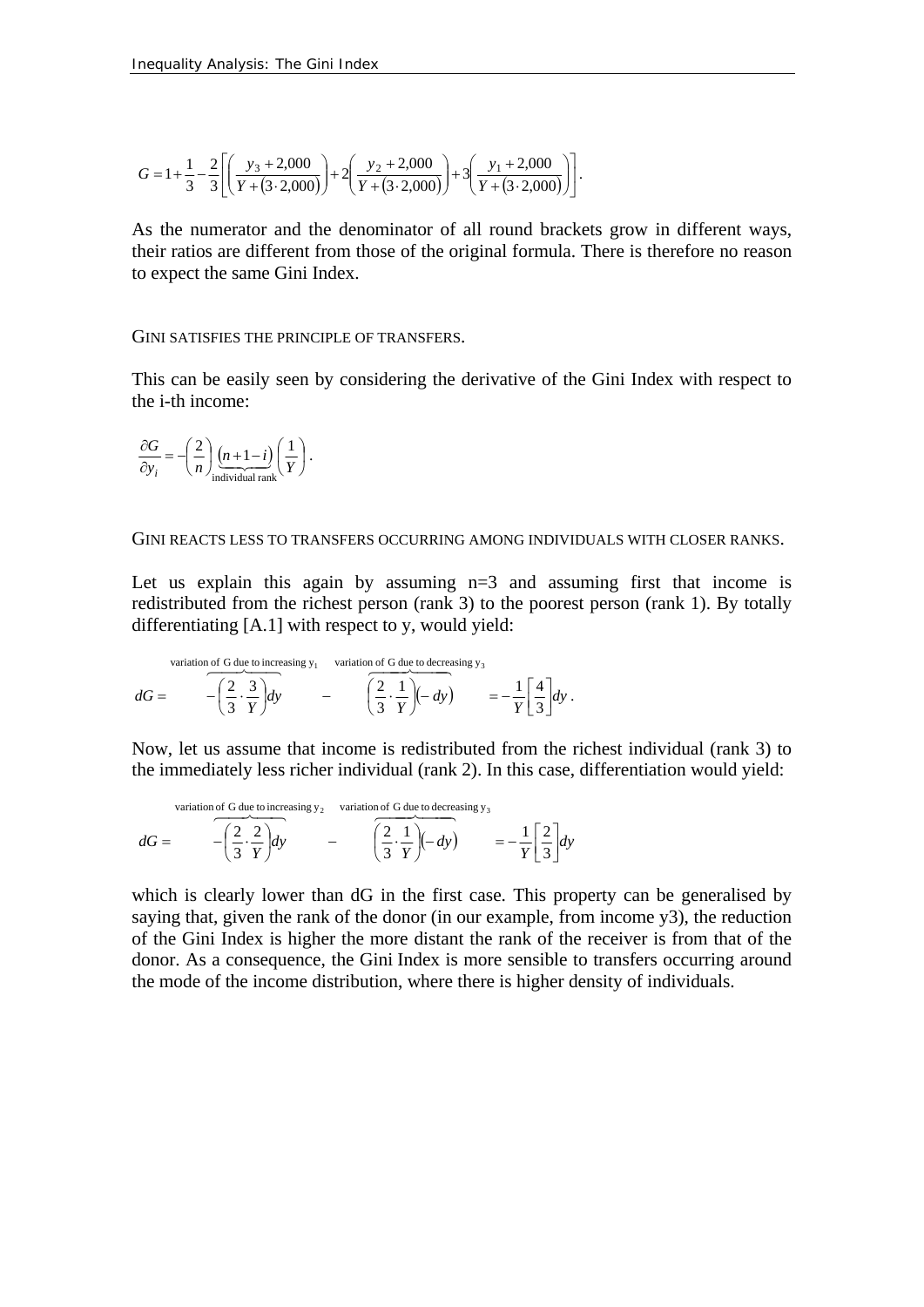$$G = 1 + \frac{1}{3} - \frac{2}{3}\left[\left(\frac{y_3 + 2{,}000}{Y + (3 \cdot 2{,}000)}\right) + 2\left(\frac{y_2 + 2{,}000}{Y + (3 \cdot 2{,}000)}\right) + 3\left(\frac{y_1 + 2{,}000}{Y + (3 \cdot 2{,}000)}\right)\right].$$

As the numerator and the denominator of all round brackets grow in different ways, their ratios are different from those of the original formula. There is therefore no reason to expect the same Gini Index.

GINI SATISFIES THE PRINCIPLE OF TRANSFERS.

This can be easily seen by considering the derivative of the Gini Index with respect to the i-th income:

$$\frac{\partial G}{\partial y_i} = -\left(\frac{2}{n}\right)\underbrace{(n+1-i)}_{\text{individual rank}}\left(\frac{1}{Y}\right).$$

GINI REACTS LESS TO TRANSFERS OCCURRING AMONG INDIVIDUALS WITH CLOSER RANKS.

Let us explain this again by assuming n=3 and assuming first that income is redistributed from the richest person (rank 3) to the poorest person (rank 1). By totally differentiating [A.1] with respect to y, would yield:

$$dG = \overbrace{-\left(\frac{2}{3} \cdot \frac{3}{Y}\right)dy}^{\text{variation of G due to increasing } y_1} - \overbrace{\left(\frac{2}{3} \cdot \frac{1}{Y}\right)(-dy)}^{\text{variation of G due to decreasing } y_3} = -\frac{1}{Y}\left[\frac{4}{3}\right]dy.$$

Now, let us assume that income is redistributed from the richest individual (rank 3) to the immediately less richer individual (rank 2). In this case, differentiation would yield:

$$dG = \overbrace{-\left(\frac{2}{3} \cdot \frac{2}{Y}\right)dy}^{\text{variation of G due to increasing } y_2} - \overbrace{\left(\frac{2}{3} \cdot \frac{1}{Y}\right)(-dy)}^{\text{variation of G due to decreasing } y_3} = -\frac{1}{Y}\left[\frac{2}{3}\right]dy$$

which is clearly lower than dG in the first case. This property can be generalised by saying that, given the rank of the donor (in our example, from income y3), the reduction of the Gini Index is higher the more distant the rank of the receiver is from that of the donor. As a consequence, the Gini Index is more sensible to transfers occurring around the mode of the income distribution, where there is higher density of individuals.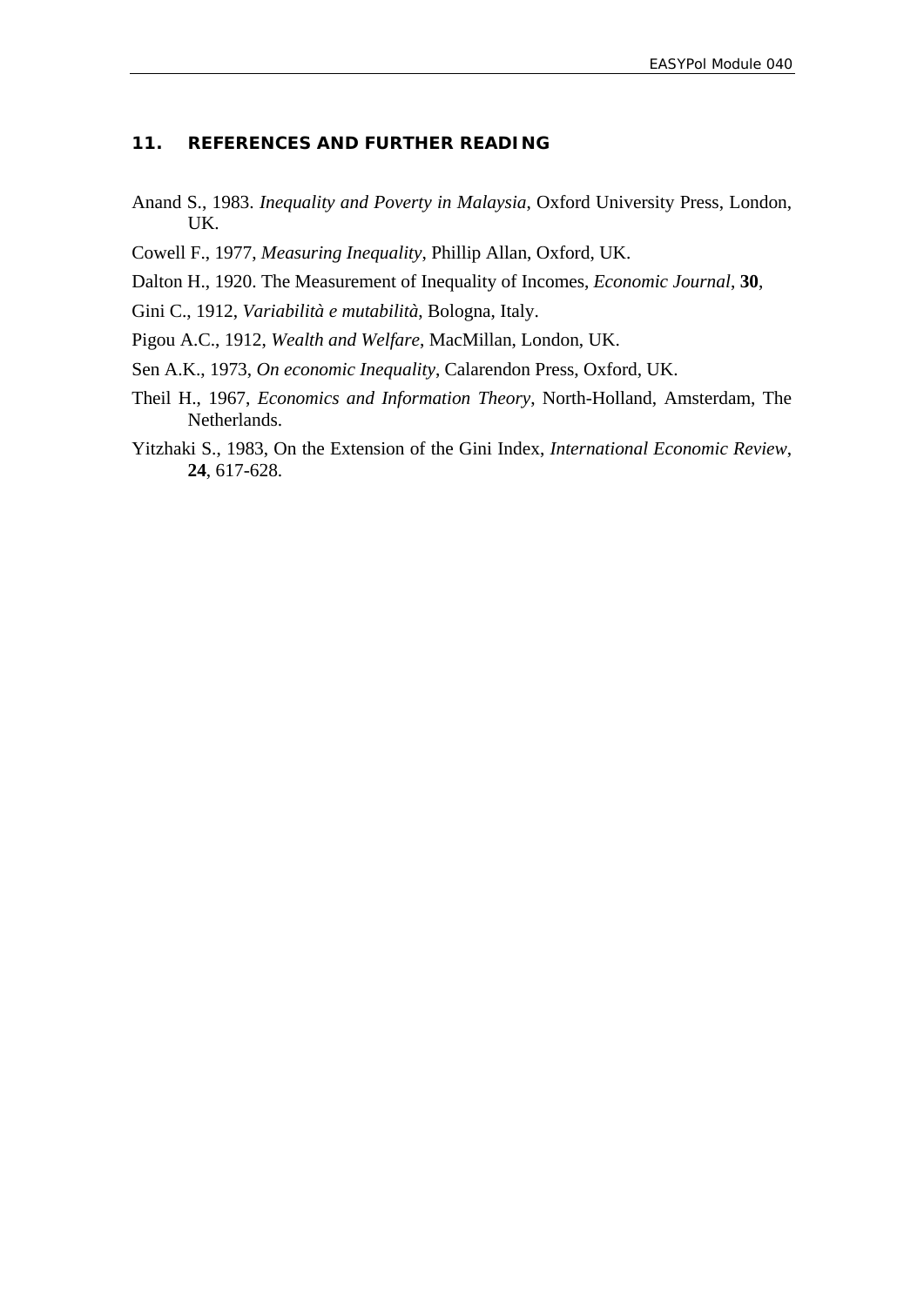## 11. REFERENCES AND FURTHER READING

Anand S., 1983. *Inequality and Poverty in Malaysia*, Oxford University Press, London, UK.

Cowell F., 1977, *Measuring Inequality*, Phillip Allan, Oxford, UK.

Dalton H., 1920. The Measurement of Inequality of Incomes, *Economic Journal*, **30**,

Gini C., 1912, *Variabilità e mutabilità*, Bologna, Italy.

Pigou A.C., 1912, *Wealth and Welfare*, MacMillan, London, UK.

Sen A.K., 1973, *On economic Inequality*, Calarendon Press, Oxford, UK.

Theil H., 1967, *Economics and Information Theory*, North-Holland, Amsterdam, The Netherlands.

Yitzhaki S., 1983, On the Extension of the Gini Index, *International Economic Review*, **24**, 617-628.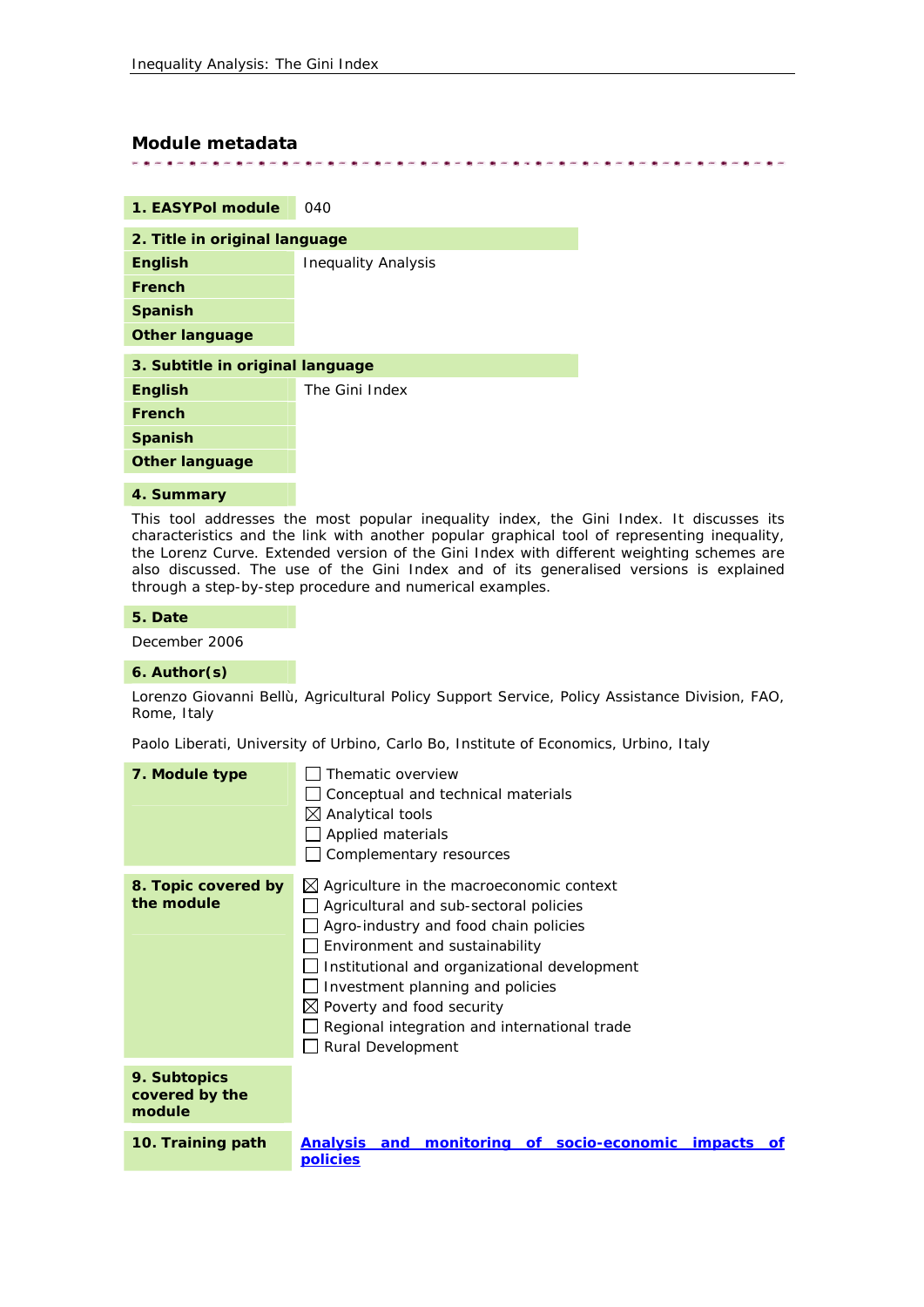## Module metadata

| | |
|---|---|
| **1. EASYPol module** | 040 |
| **2. Title in original language** | |
| **English** | Inequality Analysis |
| **French** | |
| **Spanish** | |
| **Other language** | |
| **3. Subtitle in original language** | |
| **English** | The Gini Index |
| **French** | |
| **Spanish** | |
| **Other language** | |

**4. Summary**

This tool addresses the most popular inequality index, the Gini Index. It discusses its characteristics and the link with another popular graphical tool of representing inequality, the Lorenz Curve. Extended version of the Gini Index with different weighting schemes are also discussed. The use of the Gini Index and of its generalised versions is explained through a step-by-step procedure and numerical examples.

**5. Date**

December 2006

**6. Author(s)**

Lorenzo Giovanni Bellù, Agricultural Policy Support Service, Policy Assistance Division, FAO, Rome, Italy

Paolo Liberati, University of Urbino, Carlo Bo, Institute of Economics, Urbino, Italy

**7. Module type**

- ☐ Thematic overview
- ☐ Conceptual and technical materials
- ☒ Analytical tools
- ☐ Applied materials
- ☐ Complementary resources

**8. Topic covered by the module**

- ☒ Agriculture in the macroeconomic context
- ☐ Agricultural and sub-sectoral policies
- ☐ Agro-industry and food chain policies
- ☐ Environment and sustainability
- ☐ Institutional and organizational development
- ☐ Investment planning and policies
- ☒ Poverty and food security
- ☐ Regional integration and international trade
- ☐ Rural Development

**9. Subtopics covered by the module**

**10. Training path**

**Analysis and monitoring of socio-economic impacts of policies**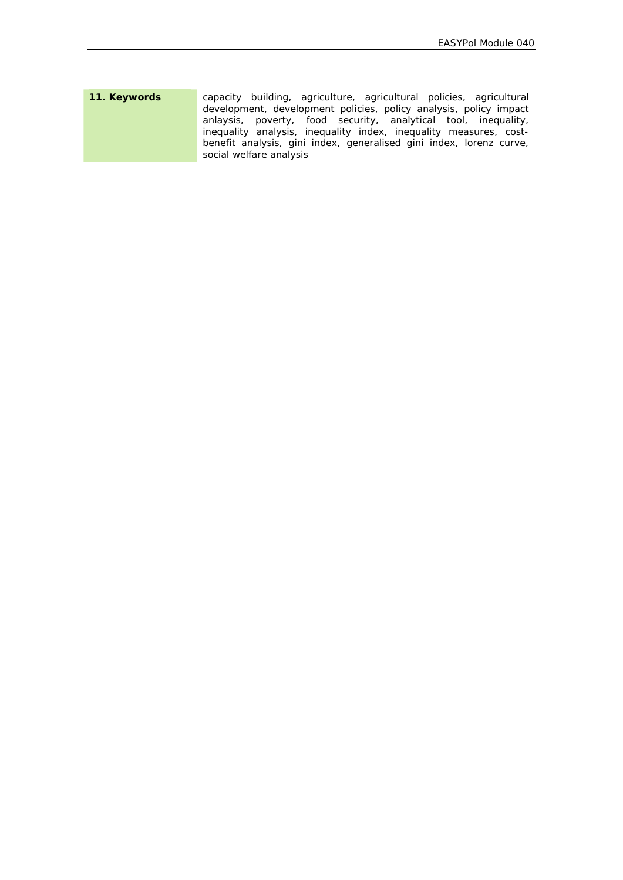**11. Keywords**

capacity building, agriculture, agricultural policies, agricultural development, development policies, policy analysis, policy impact anlaysis, poverty, food security, analytical tool, inequality, inequality analysis, inequality index, inequality measures, cost-benefit analysis, gini index, generalised gini index, lorenz curve, social welfare analysis